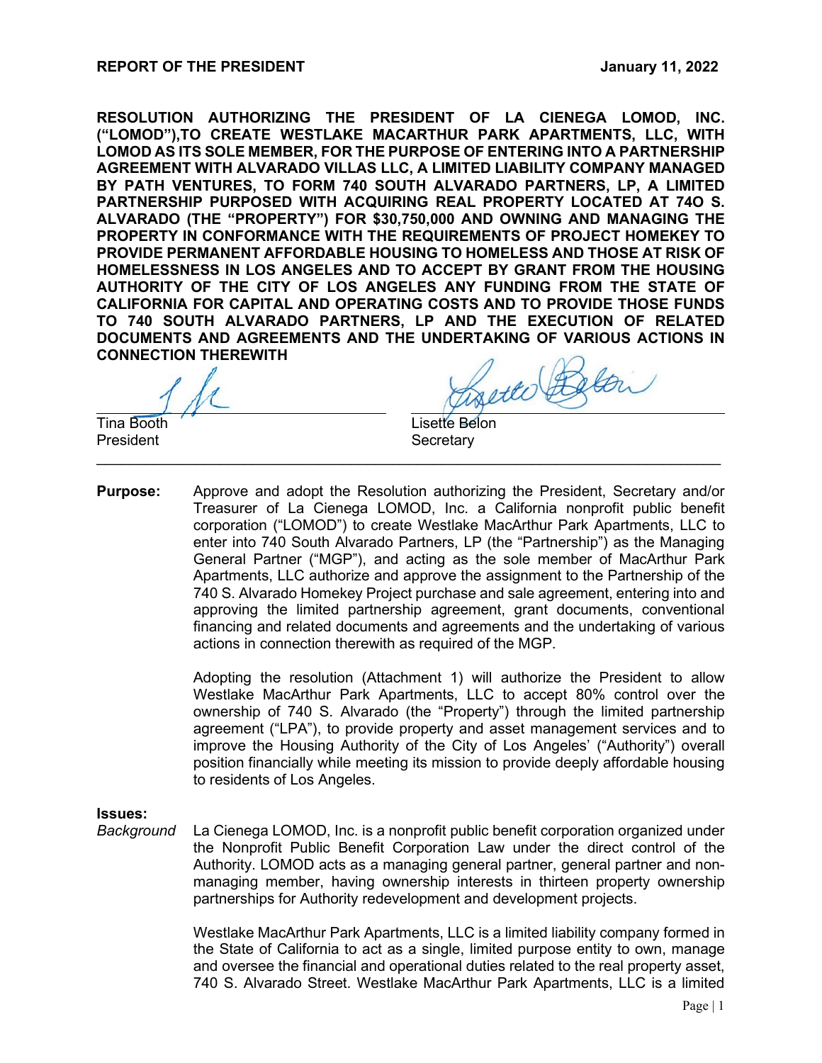**REPORT OF THE PRESIDENT** **January 11, 2022**

**RESOLUTION AUTHORIZING THE PRESIDENT OF LA CIENEGA LOMOD, INC. ("LOMOD"),TO CREATE WESTLAKE MACARTHUR PARK APARTMENTS, LLC, WITH LOMOD AS ITS SOLE MEMBER, FOR THE PURPOSE OF ENTERING INTO A PARTNERSHIP AGREEMENT WITH ALVARADO VILLAS LLC, A LIMITED LIABILITY COMPANY MANAGED BY PATH VENTURES, TO FORM 740 SOUTH ALVARADO PARTNERS, LP, A LIMITED PARTNERSHIP PURPOSED WITH ACQUIRING REAL PROPERTY LOCATED AT 74O S. ALVARADO (THE "PROPERTY") FOR $30,750,000 AND OWNING AND MANAGING THE PROPERTY IN CONFORMANCE WITH THE REQUIREMENTS OF PROJECT HOMEKEY TO PROVIDE PERMANENT AFFORDABLE HOUSING TO HOMELESS AND THOSE AT RISK OF HOMELESSNESS IN LOS ANGELES AND TO ACCEPT BY GRANT FROM THE HOUSING AUTHORITY OF THE CITY OF LOS ANGELES ANY FUNDING FROM THE STATE OF CALIFORNIA FOR CAPITAL AND OPERATING COSTS AND TO PROVIDE THOSE FUNDS TO 740 SOUTH ALVARADO PARTNERS, LP AND THE EXECUTION OF RELATED DOCUMENTS AND AGREEMENTS AND THE UNDERTAKING OF VARIOUS ACTIONS IN CONNECTION THEREWITH**

Tina Booth
President

Lisette Belon
Secretary

---

**Purpose:** Approve and adopt the Resolution authorizing the President, Secretary and/or Treasurer of La Cienega LOMOD, Inc. a California nonprofit public benefit corporation ("LOMOD") to create Westlake MacArthur Park Apartments, LLC to enter into 740 South Alvarado Partners, LP (the "Partnership") as the Managing General Partner ("MGP"), and acting as the sole member of MacArthur Park Apartments, LLC authorize and approve the assignment to the Partnership of the 740 S. Alvarado Homekey Project purchase and sale agreement, entering into and approving the limited partnership agreement, grant documents, conventional financing and related documents and agreements and the undertaking of various actions in connection therewith as required of the MGP.

Adopting the resolution (Attachment 1) will authorize the President to allow Westlake MacArthur Park Apartments, LLC to accept 80% control over the ownership of 740 S. Alvarado (the "Property") through the limited partnership agreement ("LPA"), to provide property and asset management services and to improve the Housing Authority of the City of Los Angeles' ("Authority") overall position financially while meeting its mission to provide deeply affordable housing to residents of Los Angeles.

**Issues:**

*Background* La Cienega LOMOD, Inc. is a nonprofit public benefit corporation organized under the Nonprofit Public Benefit Corporation Law under the direct control of the Authority. LOMOD acts as a managing general partner, general partner and non-managing member, having ownership interests in thirteen property ownership partnerships for Authority redevelopment and development projects.

Westlake MacArthur Park Apartments, LLC is a limited liability company formed in the State of California to act as a single, limited purpose entity to own, manage and oversee the financial and operational duties related to the real property asset, 740 S. Alvarado Street. Westlake MacArthur Park Apartments, LLC is a limited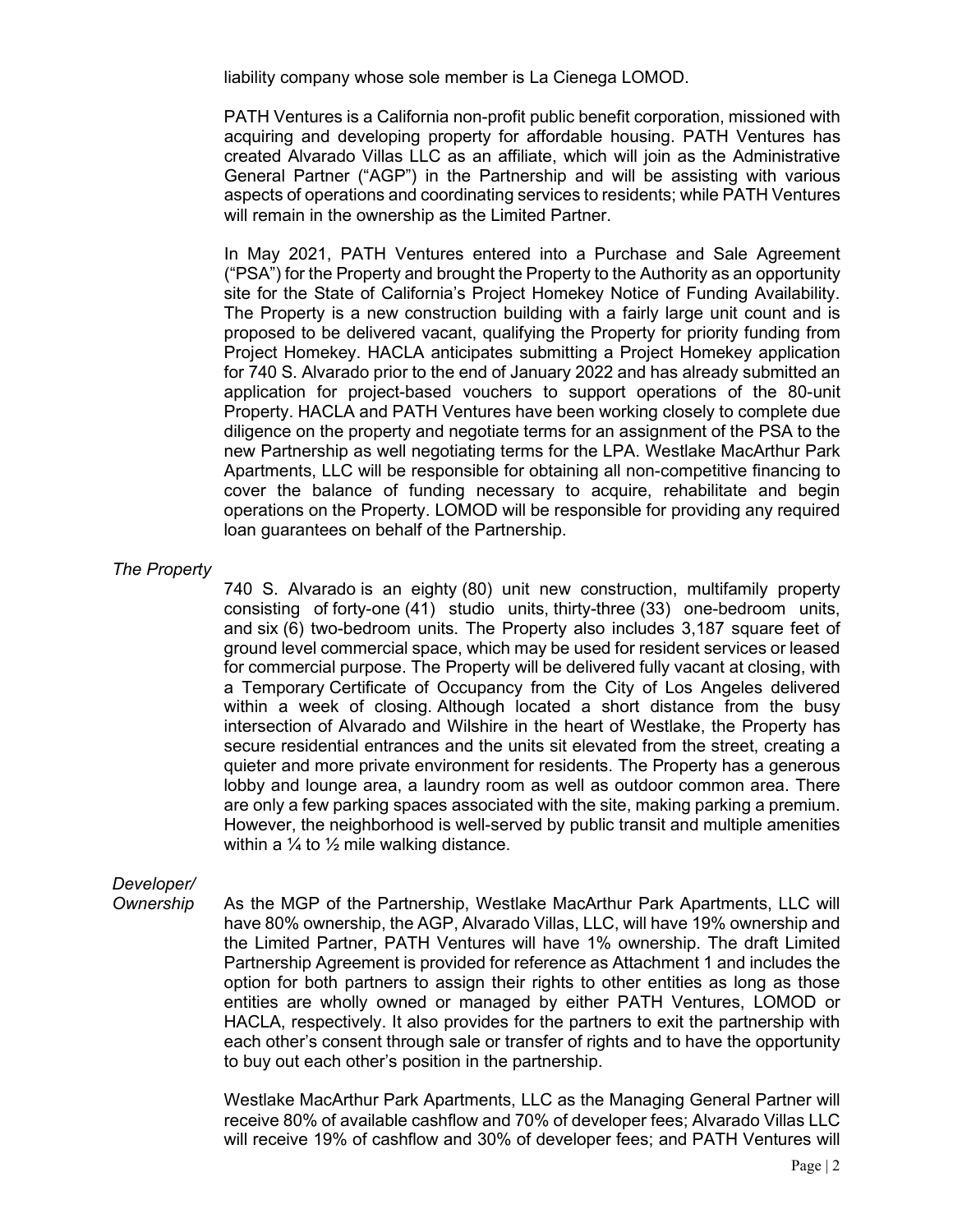liability company whose sole member is La Cienega LOMOD.

PATH Ventures is a California non-profit public benefit corporation, missioned with acquiring and developing property for affordable housing. PATH Ventures has created Alvarado Villas LLC as an affiliate, which will join as the Administrative General Partner ("AGP") in the Partnership and will be assisting with various aspects of operations and coordinating services to residents; while PATH Ventures will remain in the ownership as the Limited Partner.

In May 2021, PATH Ventures entered into a Purchase and Sale Agreement ("PSA") for the Property and brought the Property to the Authority as an opportunity site for the State of California's Project Homekey Notice of Funding Availability. The Property is a new construction building with a fairly large unit count and is proposed to be delivered vacant, qualifying the Property for priority funding from Project Homekey. HACLA anticipates submitting a Project Homekey application for 740 S. Alvarado prior to the end of January 2022 and has already submitted an application for project-based vouchers to support operations of the 80-unit Property. HACLA and PATH Ventures have been working closely to complete due diligence on the property and negotiate terms for an assignment of the PSA to the new Partnership as well negotiating terms for the LPA. Westlake MacArthur Park Apartments, LLC will be responsible for obtaining all non-competitive financing to cover the balance of funding necessary to acquire, rehabilitate and begin operations on the Property. LOMOD will be responsible for providing any required loan guarantees on behalf of the Partnership.

*The Property*

740 S. Alvarado is an eighty (80) unit new construction, multifamily property consisting of forty-one (41) studio units, thirty-three (33) one-bedroom units, and six (6) two-bedroom units. The Property also includes 3,187 square feet of ground level commercial space, which may be used for resident services or leased for commercial purpose. The Property will be delivered fully vacant at closing, with a Temporary Certificate of Occupancy from the City of Los Angeles delivered within a week of closing. Although located a short distance from the busy intersection of Alvarado and Wilshire in the heart of Westlake, the Property has secure residential entrances and the units sit elevated from the street, creating a quieter and more private environment for residents. The Property has a generous lobby and lounge area, a laundry room as well as outdoor common area. There are only a few parking spaces associated with the site, making parking a premium. However, the neighborhood is well-served by public transit and multiple amenities within a ¼ to ½ mile walking distance.

*Developer/ Ownership*

As the MGP of the Partnership, Westlake MacArthur Park Apartments, LLC will have 80% ownership, the AGP, Alvarado Villas, LLC, will have 19% ownership and the Limited Partner, PATH Ventures will have 1% ownership. The draft Limited Partnership Agreement is provided for reference as Attachment 1 and includes the option for both partners to assign their rights to other entities as long as those entities are wholly owned or managed by either PATH Ventures, LOMOD or HACLA, respectively. It also provides for the partners to exit the partnership with each other's consent through sale or transfer of rights and to have the opportunity to buy out each other's position in the partnership.

Westlake MacArthur Park Apartments, LLC as the Managing General Partner will receive 80% of available cashflow and 70% of developer fees; Alvarado Villas LLC will receive 19% of cashflow and 30% of developer fees; and PATH Ventures will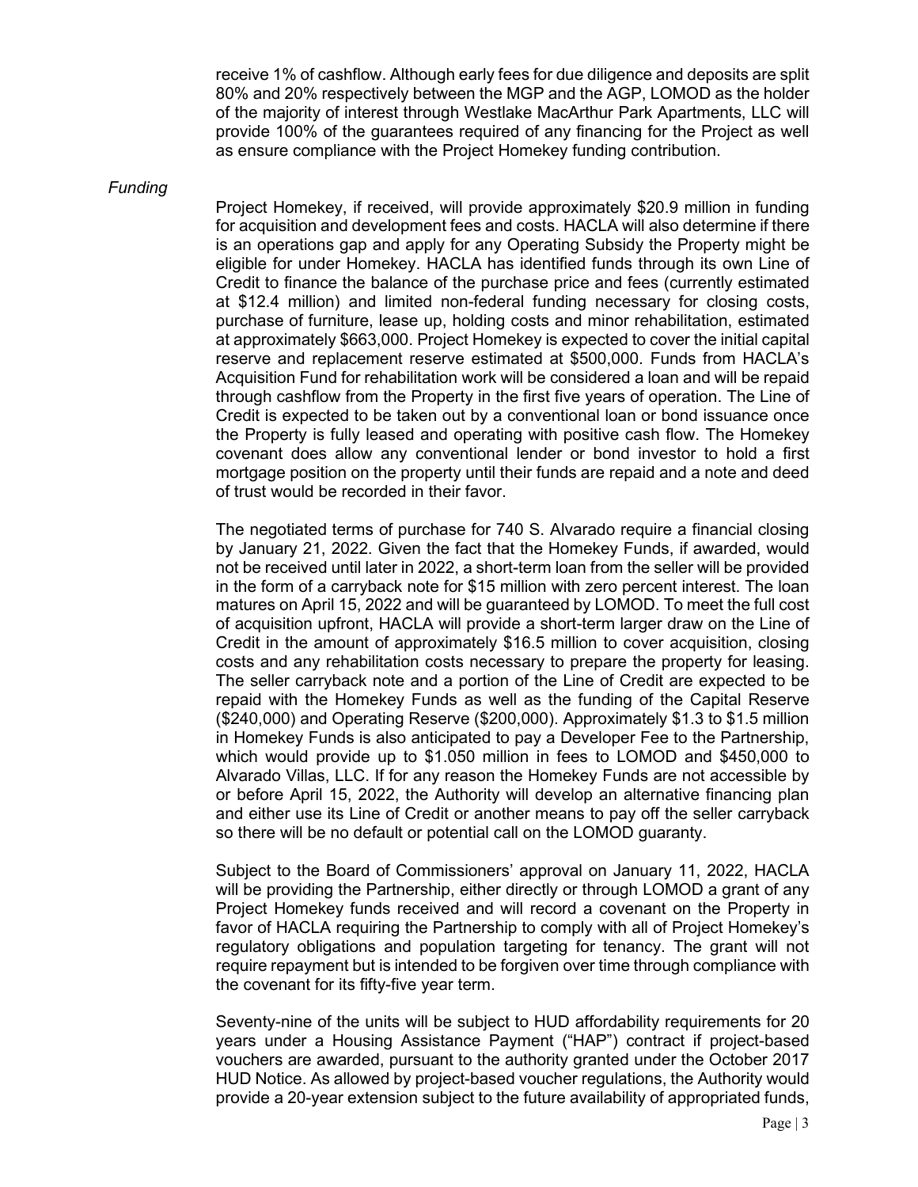receive 1% of cashflow. Although early fees for due diligence and deposits are split 80% and 20% respectively between the MGP and the AGP, LOMOD as the holder of the majority of interest through Westlake MacArthur Park Apartments, LLC will provide 100% of the guarantees required of any financing for the Project as well as ensure compliance with the Project Homekey funding contribution.

*Funding*

Project Homekey, if received, will provide approximately $20.9 million in funding for acquisition and development fees and costs. HACLA will also determine if there is an operations gap and apply for any Operating Subsidy the Property might be eligible for under Homekey. HACLA has identified funds through its own Line of Credit to finance the balance of the purchase price and fees (currently estimated at $12.4 million) and limited non-federal funding necessary for closing costs, purchase of furniture, lease up, holding costs and minor rehabilitation, estimated at approximately $663,000. Project Homekey is expected to cover the initial capital reserve and replacement reserve estimated at $500,000. Funds from HACLA's Acquisition Fund for rehabilitation work will be considered a loan and will be repaid through cashflow from the Property in the first five years of operation. The Line of Credit is expected to be taken out by a conventional loan or bond issuance once the Property is fully leased and operating with positive cash flow. The Homekey covenant does allow any conventional lender or bond investor to hold a first mortgage position on the property until their funds are repaid and a note and deed of trust would be recorded in their favor.

The negotiated terms of purchase for 740 S. Alvarado require a financial closing by January 21, 2022. Given the fact that the Homekey Funds, if awarded, would not be received until later in 2022, a short-term loan from the seller will be provided in the form of a carryback note for $15 million with zero percent interest. The loan matures on April 15, 2022 and will be guaranteed by LOMOD. To meet the full cost of acquisition upfront, HACLA will provide a short-term larger draw on the Line of Credit in the amount of approximately $16.5 million to cover acquisition, closing costs and any rehabilitation costs necessary to prepare the property for leasing. The seller carryback note and a portion of the Line of Credit are expected to be repaid with the Homekey Funds as well as the funding of the Capital Reserve ($240,000) and Operating Reserve ($200,000). Approximately $1.3 to $1.5 million in Homekey Funds is also anticipated to pay a Developer Fee to the Partnership, which would provide up to $1.050 million in fees to LOMOD and $450,000 to Alvarado Villas, LLC. If for any reason the Homekey Funds are not accessible by or before April 15, 2022, the Authority will develop an alternative financing plan and either use its Line of Credit or another means to pay off the seller carryback so there will be no default or potential call on the LOMOD guaranty.

Subject to the Board of Commissioners' approval on January 11, 2022, HACLA will be providing the Partnership, either directly or through LOMOD a grant of any Project Homekey funds received and will record a covenant on the Property in favor of HACLA requiring the Partnership to comply with all of Project Homekey's regulatory obligations and population targeting for tenancy. The grant will not require repayment but is intended to be forgiven over time through compliance with the covenant for its fifty-five year term.

Seventy-nine of the units will be subject to HUD affordability requirements for 20 years under a Housing Assistance Payment ("HAP") contract if project-based vouchers are awarded, pursuant to the authority granted under the October 2017 HUD Notice. As allowed by project-based voucher regulations, the Authority would provide a 20-year extension subject to the future availability of appropriated funds,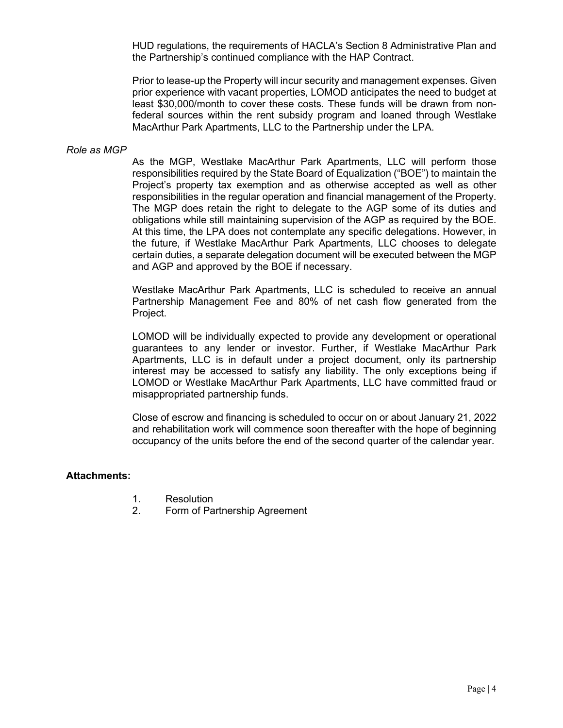HUD regulations, the requirements of HACLA's Section 8 Administrative Plan and the Partnership's continued compliance with the HAP Contract.

Prior to lease-up the Property will incur security and management expenses. Given prior experience with vacant properties, LOMOD anticipates the need to budget at least $30,000/month to cover these costs. These funds will be drawn from non-federal sources within the rent subsidy program and loaned through Westlake MacArthur Park Apartments, LLC to the Partnership under the LPA.

*Role as MGP*

As the MGP, Westlake MacArthur Park Apartments, LLC will perform those responsibilities required by the State Board of Equalization ("BOE") to maintain the Project's property tax exemption and as otherwise accepted as well as other responsibilities in the regular operation and financial management of the Property. The MGP does retain the right to delegate to the AGP some of its duties and obligations while still maintaining supervision of the AGP as required by the BOE. At this time, the LPA does not contemplate any specific delegations. However, in the future, if Westlake MacArthur Park Apartments, LLC chooses to delegate certain duties, a separate delegation document will be executed between the MGP and AGP and approved by the BOE if necessary.

Westlake MacArthur Park Apartments, LLC is scheduled to receive an annual Partnership Management Fee and 80% of net cash flow generated from the Project.

LOMOD will be individually expected to provide any development or operational guarantees to any lender or investor. Further, if Westlake MacArthur Park Apartments, LLC is in default under a project document, only its partnership interest may be accessed to satisfy any liability. The only exceptions being if LOMOD or Westlake MacArthur Park Apartments, LLC have committed fraud or misappropriated partnership funds.

Close of escrow and financing is scheduled to occur on or about January 21, 2022 and rehabilitation work will commence soon thereafter with the hope of beginning occupancy of the units before the end of the second quarter of the calendar year.

**Attachments:**

1. Resolution
2. Form of Partnership Agreement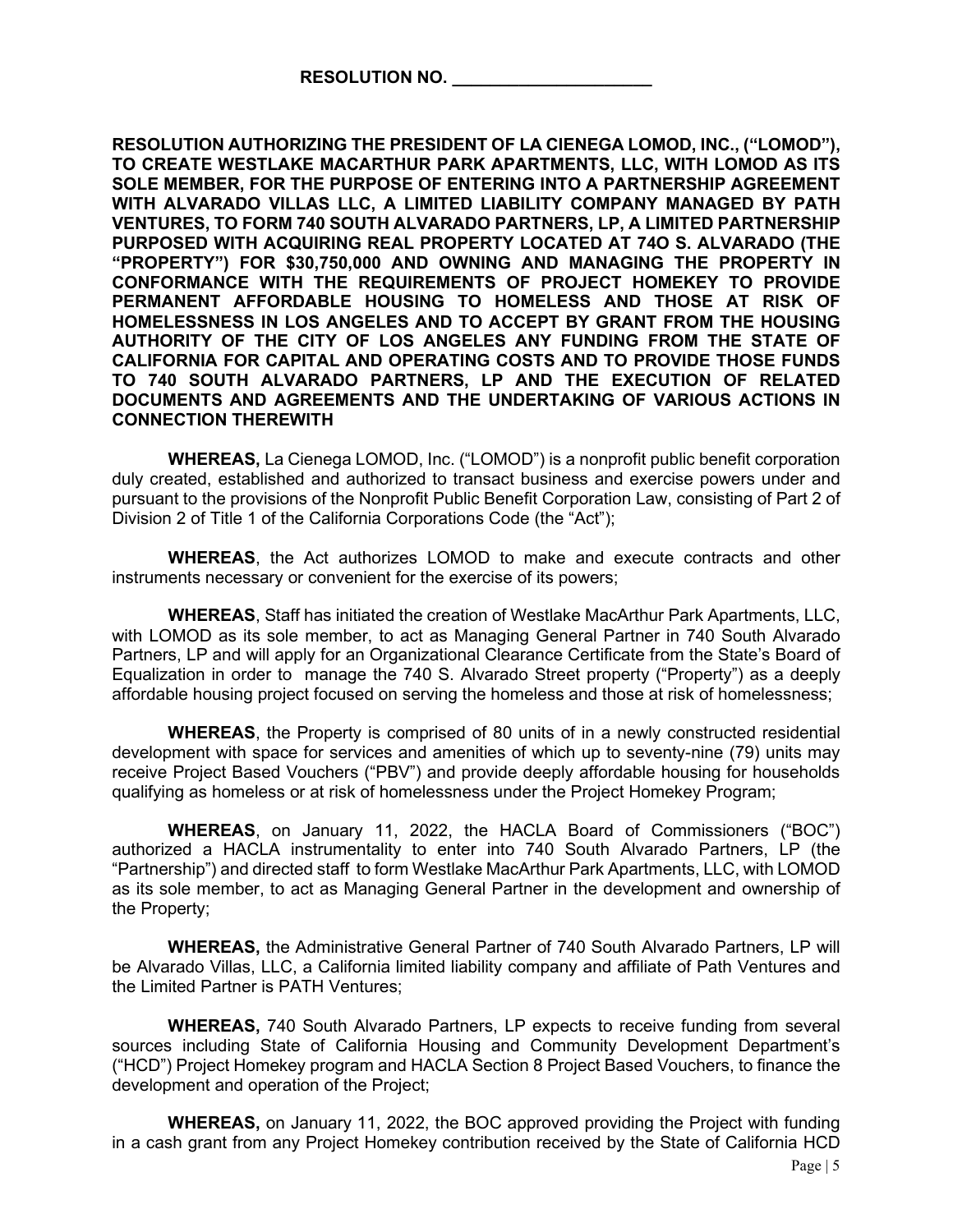**RESOLUTION NO. ____________________**

**RESOLUTION AUTHORIZING THE PRESIDENT OF LA CIENEGA LOMOD, INC., ("LOMOD"), TO CREATE WESTLAKE MACARTHUR PARK APARTMENTS, LLC, WITH LOMOD AS ITS SOLE MEMBER, FOR THE PURPOSE OF ENTERING INTO A PARTNERSHIP AGREEMENT WITH ALVARADO VILLAS LLC, A LIMITED LIABILITY COMPANY MANAGED BY PATH VENTURES, TO FORM 740 SOUTH ALVARADO PARTNERS, LP, A LIMITED PARTNERSHIP PURPOSED WITH ACQUIRING REAL PROPERTY LOCATED AT 74O S. ALVARADO (THE "PROPERTY") FOR $30,750,000 AND OWNING AND MANAGING THE PROPERTY IN CONFORMANCE WITH THE REQUIREMENTS OF PROJECT HOMEKEY TO PROVIDE PERMANENT AFFORDABLE HOUSING TO HOMELESS AND THOSE AT RISK OF HOMELESSNESS IN LOS ANGELES AND TO ACCEPT BY GRANT FROM THE HOUSING AUTHORITY OF THE CITY OF LOS ANGELES ANY FUNDING FROM THE STATE OF CALIFORNIA FOR CAPITAL AND OPERATING COSTS AND TO PROVIDE THOSE FUNDS TO 740 SOUTH ALVARADO PARTNERS, LP AND THE EXECUTION OF RELATED DOCUMENTS AND AGREEMENTS AND THE UNDERTAKING OF VARIOUS ACTIONS IN CONNECTION THEREWITH**

**WHEREAS,** La Cienega LOMOD, Inc. ("LOMOD") is a nonprofit public benefit corporation duly created, established and authorized to transact business and exercise powers under and pursuant to the provisions of the Nonprofit Public Benefit Corporation Law, consisting of Part 2 of Division 2 of Title 1 of the California Corporations Code (the "Act");

**WHEREAS**, the Act authorizes LOMOD to make and execute contracts and other instruments necessary or convenient for the exercise of its powers;

**WHEREAS**, Staff has initiated the creation of Westlake MacArthur Park Apartments, LLC, with LOMOD as its sole member, to act as Managing General Partner in 740 South Alvarado Partners, LP and will apply for an Organizational Clearance Certificate from the State's Board of Equalization in order to manage the 740 S. Alvarado Street property ("Property") as a deeply affordable housing project focused on serving the homeless and those at risk of homelessness;

**WHEREAS**, the Property is comprised of 80 units of in a newly constructed residential development with space for services and amenities of which up to seventy-nine (79) units may receive Project Based Vouchers ("PBV") and provide deeply affordable housing for households qualifying as homeless or at risk of homelessness under the Project Homekey Program;

**WHEREAS**, on January 11, 2022, the HACLA Board of Commissioners ("BOC") authorized a HACLA instrumentality to enter into 740 South Alvarado Partners, LP (the "Partnership") and directed staff to form Westlake MacArthur Park Apartments, LLC, with LOMOD as its sole member, to act as Managing General Partner in the development and ownership of the Property;

**WHEREAS,** the Administrative General Partner of 740 South Alvarado Partners, LP will be Alvarado Villas, LLC, a California limited liability company and affiliate of Path Ventures and the Limited Partner is PATH Ventures;

**WHEREAS,** 740 South Alvarado Partners, LP expects to receive funding from several sources including State of California Housing and Community Development Department's ("HCD") Project Homekey program and HACLA Section 8 Project Based Vouchers, to finance the development and operation of the Project;

**WHEREAS,** on January 11, 2022, the BOC approved providing the Project with funding in a cash grant from any Project Homekey contribution received by the State of California HCD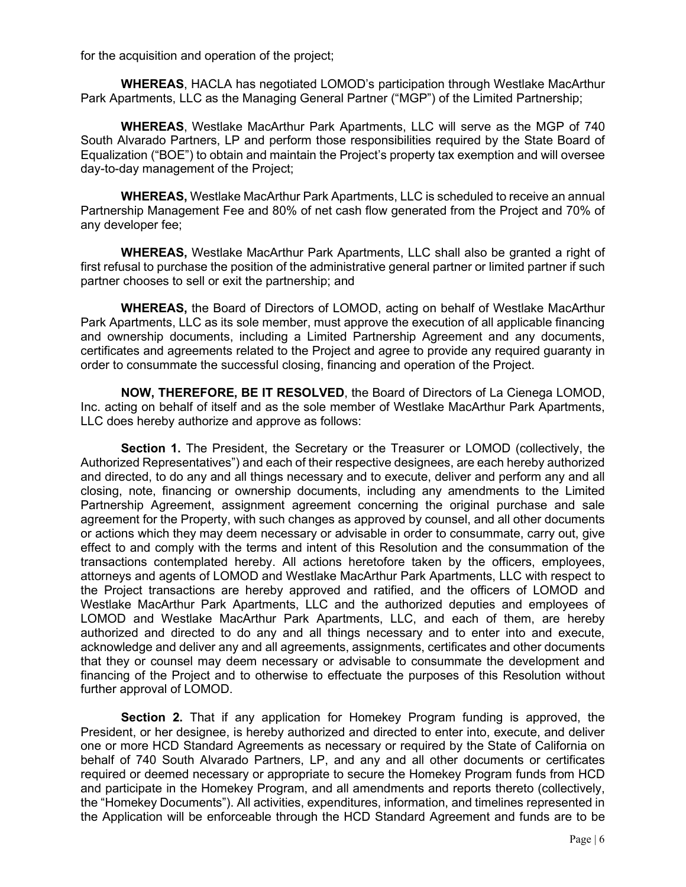for the acquisition and operation of the project;

**WHEREAS**, HACLA has negotiated LOMOD's participation through Westlake MacArthur Park Apartments, LLC as the Managing General Partner ("MGP") of the Limited Partnership;

**WHEREAS**, Westlake MacArthur Park Apartments, LLC will serve as the MGP of 740 South Alvarado Partners, LP and perform those responsibilities required by the State Board of Equalization ("BOE") to obtain and maintain the Project's property tax exemption and will oversee day-to-day management of the Project;

**WHEREAS,** Westlake MacArthur Park Apartments, LLC is scheduled to receive an annual Partnership Management Fee and 80% of net cash flow generated from the Project and 70% of any developer fee;

**WHEREAS,** Westlake MacArthur Park Apartments, LLC shall also be granted a right of first refusal to purchase the position of the administrative general partner or limited partner if such partner chooses to sell or exit the partnership; and

**WHEREAS,** the Board of Directors of LOMOD, acting on behalf of Westlake MacArthur Park Apartments, LLC as its sole member, must approve the execution of all applicable financing and ownership documents, including a Limited Partnership Agreement and any documents, certificates and agreements related to the Project and agree to provide any required guaranty in order to consummate the successful closing, financing and operation of the Project.

**NOW, THEREFORE, BE IT RESOLVED**, the Board of Directors of La Cienega LOMOD, Inc. acting on behalf of itself and as the sole member of Westlake MacArthur Park Apartments, LLC does hereby authorize and approve as follows:

**Section 1.** The President, the Secretary or the Treasurer or LOMOD (collectively, the Authorized Representatives") and each of their respective designees, are each hereby authorized and directed, to do any and all things necessary and to execute, deliver and perform any and all closing, note, financing or ownership documents, including any amendments to the Limited Partnership Agreement, assignment agreement concerning the original purchase and sale agreement for the Property, with such changes as approved by counsel, and all other documents or actions which they may deem necessary or advisable in order to consummate, carry out, give effect to and comply with the terms and intent of this Resolution and the consummation of the transactions contemplated hereby. All actions heretofore taken by the officers, employees, attorneys and agents of LOMOD and Westlake MacArthur Park Apartments, LLC with respect to the Project transactions are hereby approved and ratified, and the officers of LOMOD and Westlake MacArthur Park Apartments, LLC and the authorized deputies and employees of LOMOD and Westlake MacArthur Park Apartments, LLC, and each of them, are hereby authorized and directed to do any and all things necessary and to enter into and execute, acknowledge and deliver any and all agreements, assignments, certificates and other documents that they or counsel may deem necessary or advisable to consummate the development and financing of the Project and to otherwise to effectuate the purposes of this Resolution without further approval of LOMOD.

**Section 2.** That if any application for Homekey Program funding is approved, the President, or her designee, is hereby authorized and directed to enter into, execute, and deliver one or more HCD Standard Agreements as necessary or required by the State of California on behalf of 740 South Alvarado Partners, LP, and any and all other documents or certificates required or deemed necessary or appropriate to secure the Homekey Program funds from HCD and participate in the Homekey Program, and all amendments and reports thereto (collectively, the "Homekey Documents"). All activities, expenditures, information, and timelines represented in the Application will be enforceable through the HCD Standard Agreement and funds are to be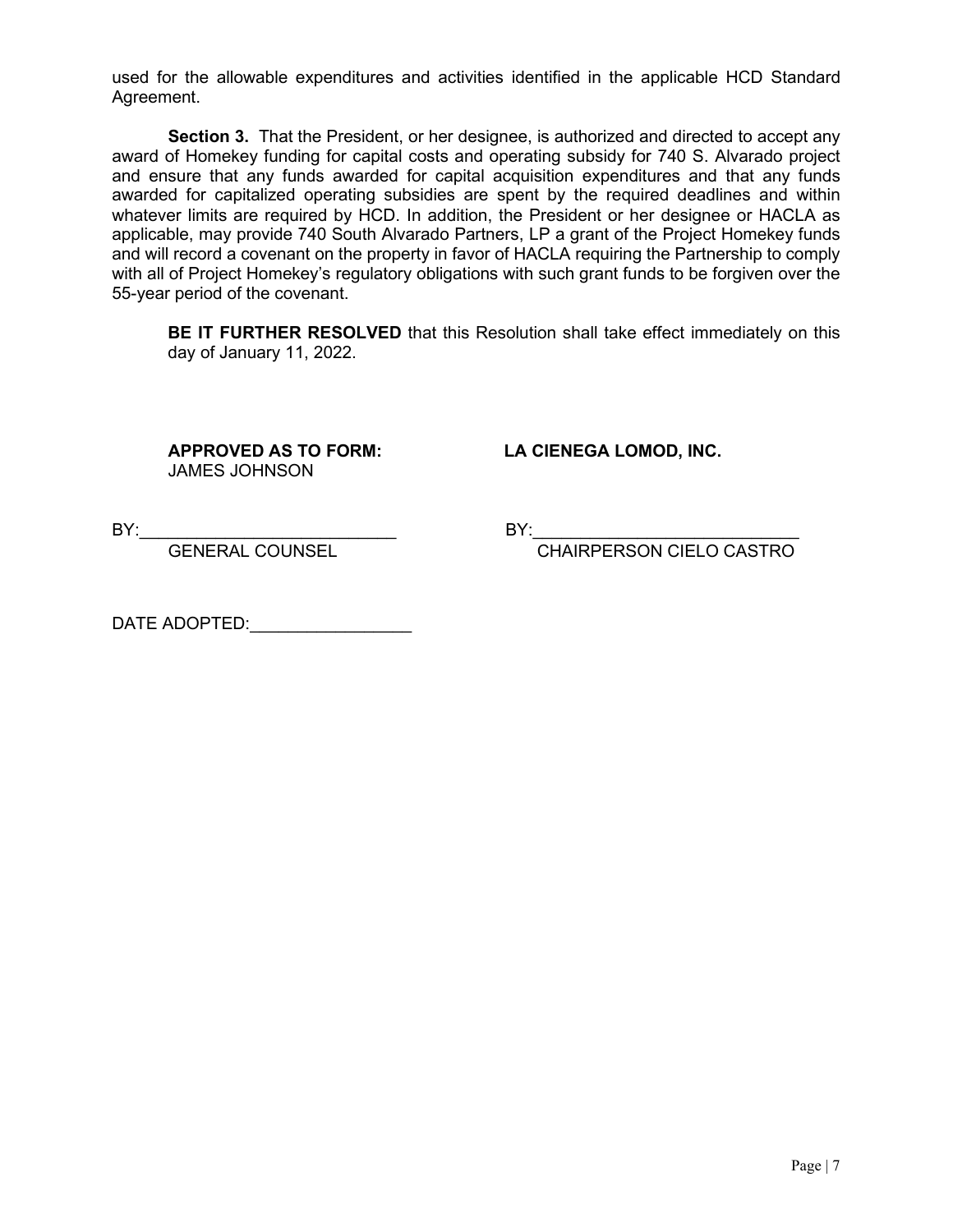used for the allowable expenditures and activities identified in the applicable HCD Standard Agreement.

**Section 3.** That the President, or her designee, is authorized and directed to accept any award of Homekey funding for capital costs and operating subsidy for 740 S. Alvarado project and ensure that any funds awarded for capital acquisition expenditures and that any funds awarded for capitalized operating subsidies are spent by the required deadlines and within whatever limits are required by HCD. In addition, the President or her designee or HACLA as applicable, may provide 740 South Alvarado Partners, LP a grant of the Project Homekey funds and will record a covenant on the property in favor of HACLA requiring the Partnership to comply with all of Project Homekey's regulatory obligations with such grant funds to be forgiven over the 55-year period of the covenant.

**BE IT FURTHER RESOLVED** that this Resolution shall take effect immediately on this day of January 11, 2022.

**APPROVED AS TO FORM:**
JAMES JOHNSON

BY:___________________________
GENERAL COUNSEL

**LA CIENEGA LOMOD, INC.**

BY:___________________________
CHAIRPERSON CIELO CASTRO

DATE ADOPTED:_________________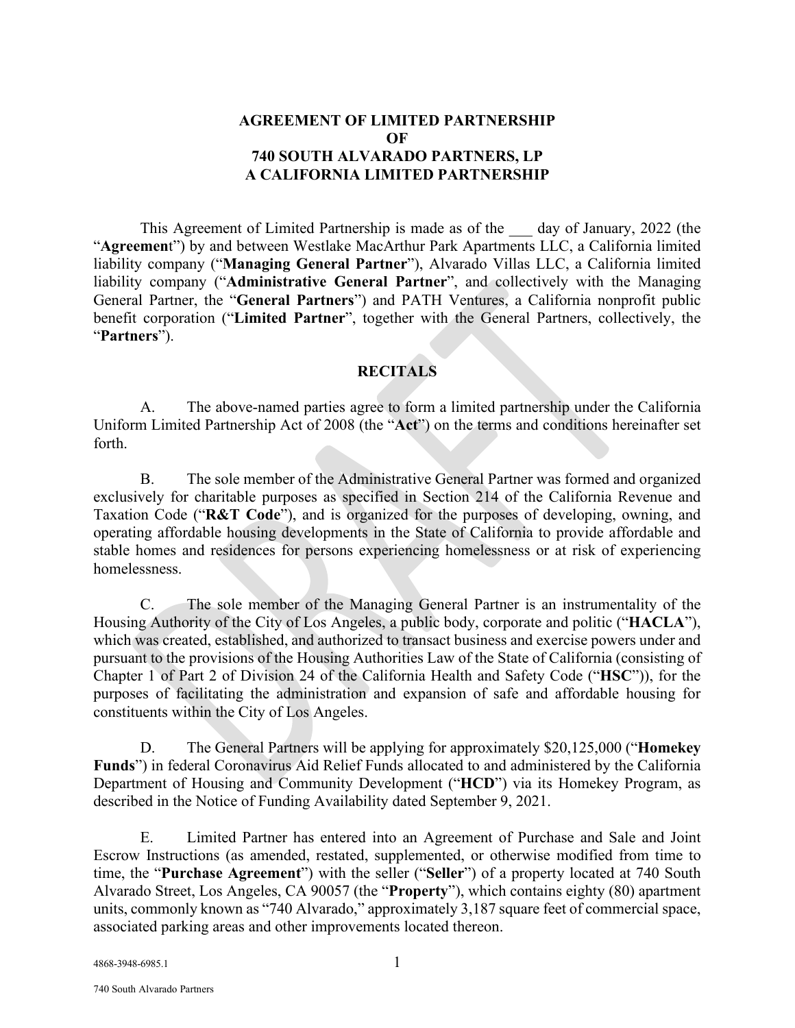# AGREEMENT OF LIMITED PARTNERSHIP OF 740 SOUTH ALVARADO PARTNERS, LP A CALIFORNIA LIMITED PARTNERSHIP

This Agreement of Limited Partnership is made as of the ___ day of January, 2022 (the "**Agreemen**t") by and between Westlake MacArthur Park Apartments LLC, a California limited liability company ("**Managing General Partner**"), Alvarado Villas LLC, a California limited liability company ("**Administrative General Partner**", and collectively with the Managing General Partner, the "**General Partners**") and PATH Ventures, a California nonprofit public benefit corporation ("**Limited Partner**", together with the General Partners, collectively, the "**Partners**").

## RECITALS

A. The above-named parties agree to form a limited partnership under the California Uniform Limited Partnership Act of 2008 (the "**Act**") on the terms and conditions hereinafter set forth.

B. The sole member of the Administrative General Partner was formed and organized exclusively for charitable purposes as specified in Section 214 of the California Revenue and Taxation Code ("**R&T Code**"), and is organized for the purposes of developing, owning, and operating affordable housing developments in the State of California to provide affordable and stable homes and residences for persons experiencing homelessness or at risk of experiencing homelessness.

C. The sole member of the Managing General Partner is an instrumentality of the Housing Authority of the City of Los Angeles, a public body, corporate and politic ("**HACLA**"), which was created, established, and authorized to transact business and exercise powers under and pursuant to the provisions of the Housing Authorities Law of the State of California (consisting of Chapter 1 of Part 2 of Division 24 of the California Health and Safety Code ("**HSC**")), for the purposes of facilitating the administration and expansion of safe and affordable housing for constituents within the City of Los Angeles.

D. The General Partners will be applying for approximately $20,125,000 ("**Homekey Funds**") in federal Coronavirus Aid Relief Funds allocated to and administered by the California Department of Housing and Community Development ("**HCD**") via its Homekey Program, as described in the Notice of Funding Availability dated September 9, 2021.

E. Limited Partner has entered into an Agreement of Purchase and Sale and Joint Escrow Instructions (as amended, restated, supplemented, or otherwise modified from time to time, the "**Purchase Agreement**") with the seller ("**Seller**") of a property located at 740 South Alvarado Street, Los Angeles, CA 90057 (the "**Property**"), which contains eighty (80) apartment units, commonly known as "740 Alvarado," approximately 3,187 square feet of commercial space, associated parking areas and other improvements located thereon.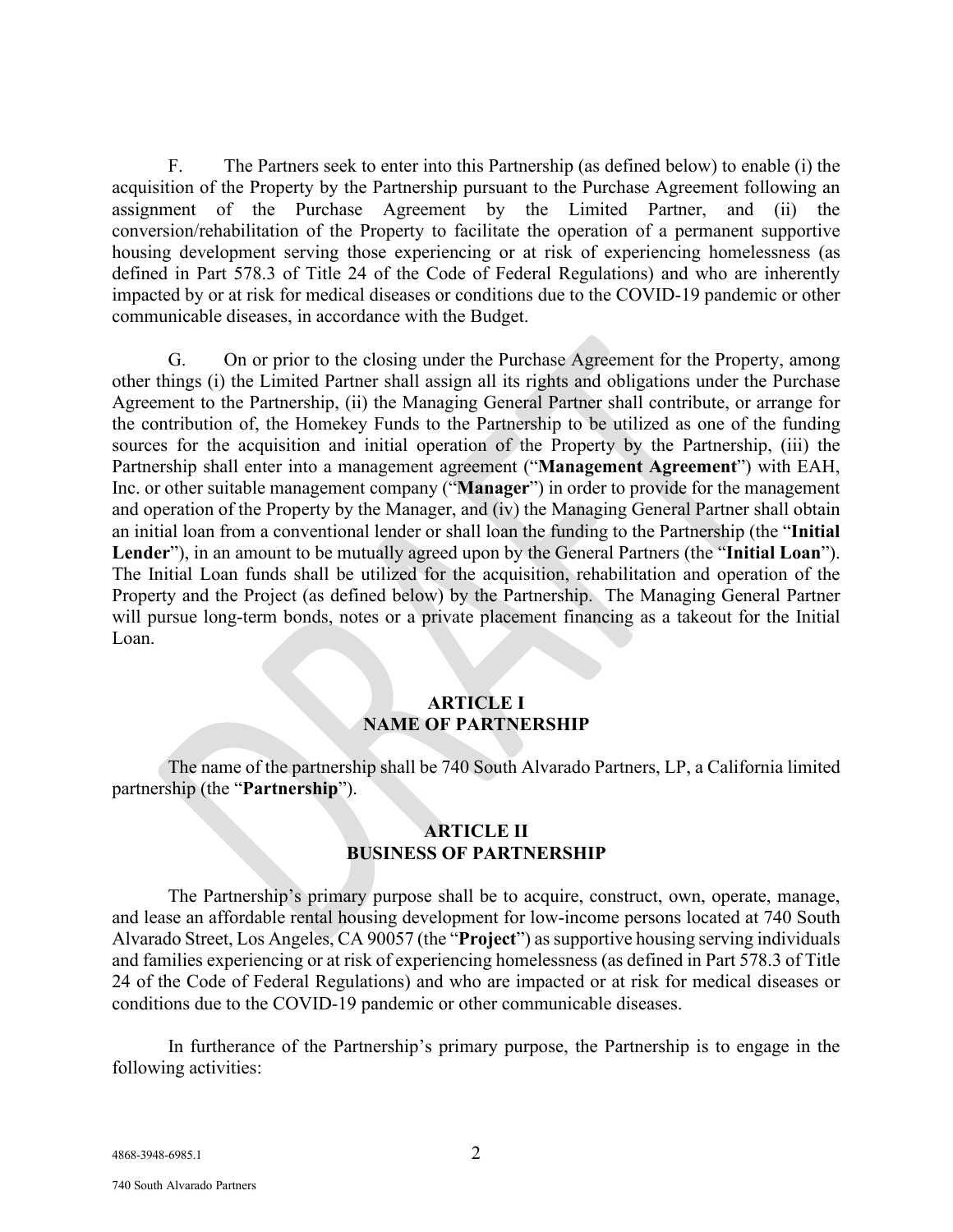F. The Partners seek to enter into this Partnership (as defined below) to enable (i) the acquisition of the Property by the Partnership pursuant to the Purchase Agreement following an assignment of the Purchase Agreement by the Limited Partner, and (ii) the conversion/rehabilitation of the Property to facilitate the operation of a permanent supportive housing development serving those experiencing or at risk of experiencing homelessness (as defined in Part 578.3 of Title 24 of the Code of Federal Regulations) and who are inherently impacted by or at risk for medical diseases or conditions due to the COVID-19 pandemic or other communicable diseases, in accordance with the Budget.

G. On or prior to the closing under the Purchase Agreement for the Property, among other things (i) the Limited Partner shall assign all its rights and obligations under the Purchase Agreement to the Partnership, (ii) the Managing General Partner shall contribute, or arrange for the contribution of, the Homekey Funds to the Partnership to be utilized as one of the funding sources for the acquisition and initial operation of the Property by the Partnership, (iii) the Partnership shall enter into a management agreement ("**Management Agreement**") with EAH, Inc. or other suitable management company ("**Manager**") in order to provide for the management and operation of the Property by the Manager, and (iv) the Managing General Partner shall obtain an initial loan from a conventional lender or shall loan the funding to the Partnership (the "**Initial Lender**"), in an amount to be mutually agreed upon by the General Partners (the "**Initial Loan**"). The Initial Loan funds shall be utilized for the acquisition, rehabilitation and operation of the Property and the Project (as defined below) by the Partnership. The Managing General Partner will pursue long-term bonds, notes or a private placement financing as a takeout for the Initial Loan.

## ARTICLE I
## NAME OF PARTNERSHIP

The name of the partnership shall be 740 South Alvarado Partners, LP, a California limited partnership (the "**Partnership**").

## ARTICLE II
## BUSINESS OF PARTNERSHIP

The Partnership's primary purpose shall be to acquire, construct, own, operate, manage, and lease an affordable rental housing development for low-income persons located at 740 South Alvarado Street, Los Angeles, CA 90057 (the "**Project**") as supportive housing serving individuals and families experiencing or at risk of experiencing homelessness (as defined in Part 578.3 of Title 24 of the Code of Federal Regulations) and who are impacted or at risk for medical diseases or conditions due to the COVID-19 pandemic or other communicable diseases.

In furtherance of the Partnership's primary purpose, the Partnership is to engage in the following activities: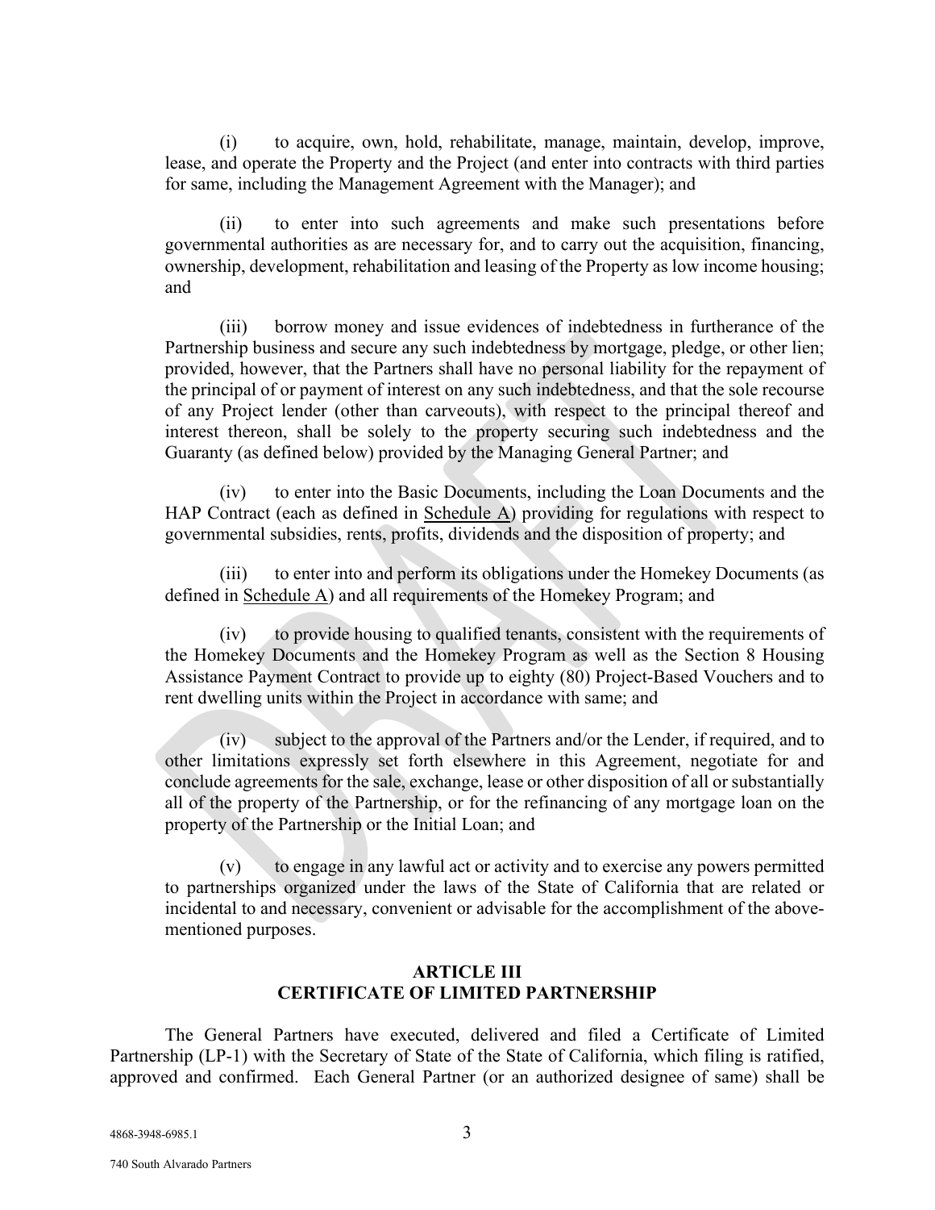(i) to acquire, own, hold, rehabilitate, manage, maintain, develop, improve, lease, and operate the Property and the Project (and enter into contracts with third parties for same, including the Management Agreement with the Manager); and

(ii) to enter into such agreements and make such presentations before governmental authorities as are necessary for, and to carry out the acquisition, financing, ownership, development, rehabilitation and leasing of the Property as low income housing; and

(iii) borrow money and issue evidences of indebtedness in furtherance of the Partnership business and secure any such indebtedness by mortgage, pledge, or other lien; provided, however, that the Partners shall have no personal liability for the repayment of the principal of or payment of interest on any such indebtedness, and that the sole recourse of any Project lender (other than carveouts), with respect to the principal thereof and interest thereon, shall be solely to the property securing such indebtedness and the Guaranty (as defined below) provided by the Managing General Partner; and

(iv) to enter into the Basic Documents, including the Loan Documents and the HAP Contract (each as defined in Schedule A) providing for regulations with respect to governmental subsidies, rents, profits, dividends and the disposition of property; and

(iii) to enter into and perform its obligations under the Homekey Documents (as defined in Schedule A) and all requirements of the Homekey Program; and

(iv) to provide housing to qualified tenants, consistent with the requirements of the Homekey Documents and the Homekey Program as well as the Section 8 Housing Assistance Payment Contract to provide up to eighty (80) Project-Based Vouchers and to rent dwelling units within the Project in accordance with same; and

(iv) subject to the approval of the Partners and/or the Lender, if required, and to other limitations expressly set forth elsewhere in this Agreement, negotiate for and conclude agreements for the sale, exchange, lease or other disposition of all or substantially all of the property of the Partnership, or for the refinancing of any mortgage loan on the property of the Partnership or the Initial Loan; and

(v) to engage in any lawful act or activity and to exercise any powers permitted to partnerships organized under the laws of the State of California that are related or incidental to and necessary, convenient or advisable for the accomplishment of the above-mentioned purposes.

## ARTICLE III
## CERTIFICATE OF LIMITED PARTNERSHIP

The General Partners have executed, delivered and filed a Certificate of Limited Partnership (LP-1) with the Secretary of State of the State of California, which filing is ratified, approved and confirmed. Each General Partner (or an authorized designee of same) shall be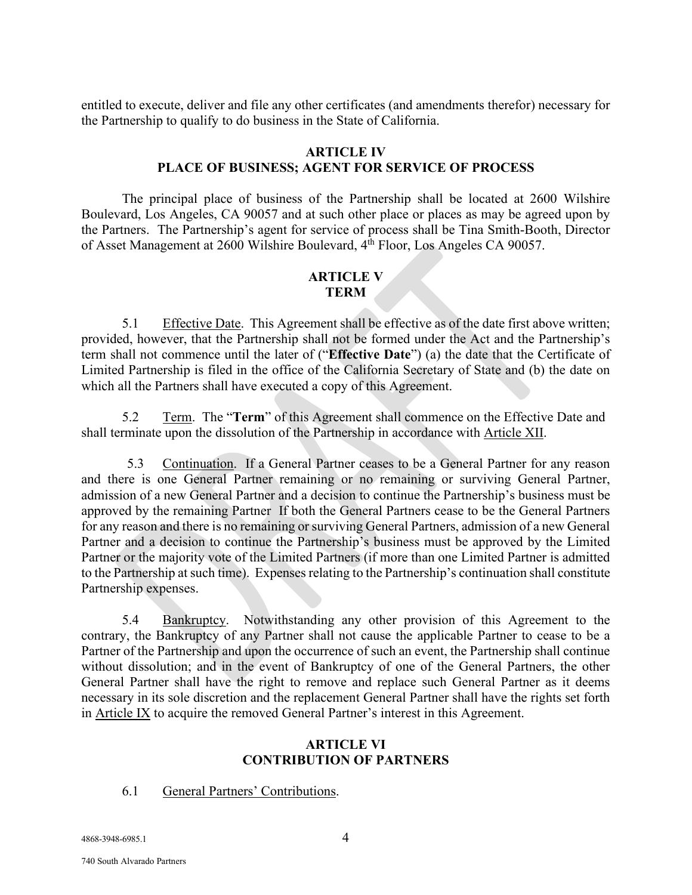entitled to execute, deliver and file any other certificates (and amendments therefor) necessary for the Partnership to qualify to do business in the State of California.

## ARTICLE IV
## PLACE OF BUSINESS; AGENT FOR SERVICE OF PROCESS

The principal place of business of the Partnership shall be located at 2600 Wilshire Boulevard, Los Angeles, CA 90057 and at such other place or places as may be agreed upon by the Partners. The Partnership's agent for service of process shall be Tina Smith-Booth, Director of Asset Management at 2600 Wilshire Boulevard, 4th Floor, Los Angeles CA 90057.

## ARTICLE V
## TERM

5.1 Effective Date. This Agreement shall be effective as of the date first above written; provided, however, that the Partnership shall not be formed under the Act and the Partnership's term shall not commence until the later of ("**Effective Date**") (a) the date that the Certificate of Limited Partnership is filed in the office of the California Secretary of State and (b) the date on which all the Partners shall have executed a copy of this Agreement.

5.2 Term. The "**Term**" of this Agreement shall commence on the Effective Date and shall terminate upon the dissolution of the Partnership in accordance with Article XII.

5.3 Continuation. If a General Partner ceases to be a General Partner for any reason and there is one General Partner remaining or no remaining or surviving General Partner, admission of a new General Partner and a decision to continue the Partnership's business must be approved by the remaining Partner If both the General Partners cease to be the General Partners for any reason and there is no remaining or surviving General Partners, admission of a new General Partner and a decision to continue the Partnership's business must be approved by the Limited Partner or the majority vote of the Limited Partners (if more than one Limited Partner is admitted to the Partnership at such time). Expenses relating to the Partnership's continuation shall constitute Partnership expenses.

5.4 Bankruptcy. Notwithstanding any other provision of this Agreement to the contrary, the Bankruptcy of any Partner shall not cause the applicable Partner to cease to be a Partner of the Partnership and upon the occurrence of such an event, the Partnership shall continue without dissolution; and in the event of Bankruptcy of one of the General Partners, the other General Partner shall have the right to remove and replace such General Partner as it deems necessary in its sole discretion and the replacement General Partner shall have the rights set forth in Article IX to acquire the removed General Partner's interest in this Agreement.

## ARTICLE VI
## CONTRIBUTION OF PARTNERS

6.1 General Partners' Contributions.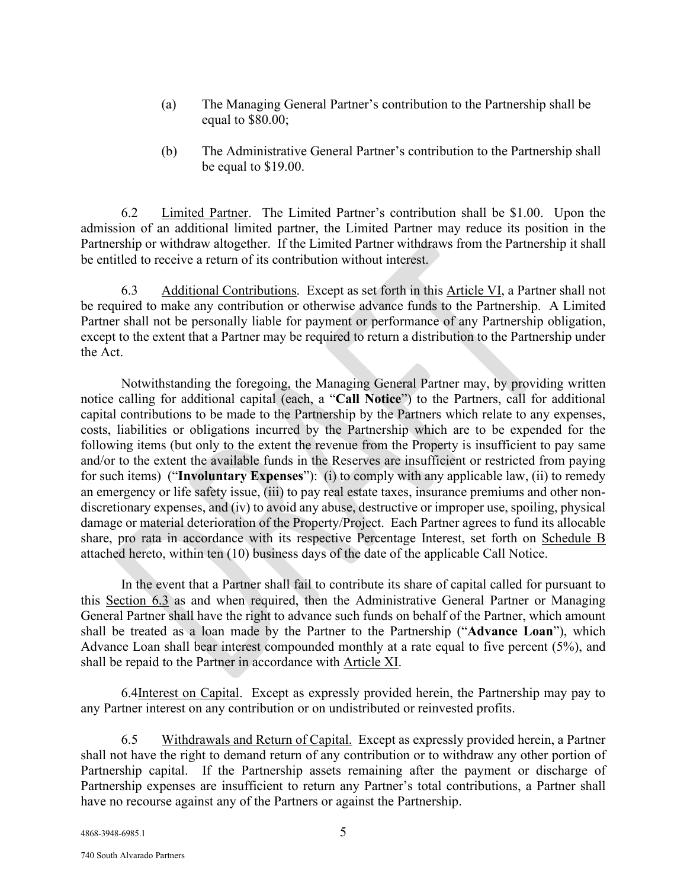(a) The Managing General Partner's contribution to the Partnership shall be equal to $80.00;

(b) The Administrative General Partner's contribution to the Partnership shall be equal to $19.00.

6.2 Limited Partner. The Limited Partner's contribution shall be $1.00. Upon the admission of an additional limited partner, the Limited Partner may reduce its position in the Partnership or withdraw altogether. If the Limited Partner withdraws from the Partnership it shall be entitled to receive a return of its contribution without interest.

6.3 Additional Contributions. Except as set forth in this Article VI, a Partner shall not be required to make any contribution or otherwise advance funds to the Partnership. A Limited Partner shall not be personally liable for payment or performance of any Partnership obligation, except to the extent that a Partner may be required to return a distribution to the Partnership under the Act.

Notwithstanding the foregoing, the Managing General Partner may, by providing written notice calling for additional capital (each, a "**Call Notice**") to the Partners, call for additional capital contributions to be made to the Partnership by the Partners which relate to any expenses, costs, liabilities or obligations incurred by the Partnership which are to be expended for the following items (but only to the extent the revenue from the Property is insufficient to pay same and/or to the extent the available funds in the Reserves are insufficient or restricted from paying for such items) ("**Involuntary Expenses**"): (i) to comply with any applicable law, (ii) to remedy an emergency or life safety issue, (iii) to pay real estate taxes, insurance premiums and other non-discretionary expenses, and (iv) to avoid any abuse, destructive or improper use, spoiling, physical damage or material deterioration of the Property/Project. Each Partner agrees to fund its allocable share, pro rata in accordance with its respective Percentage Interest, set forth on Schedule B attached hereto, within ten (10) business days of the date of the applicable Call Notice.

In the event that a Partner shall fail to contribute its share of capital called for pursuant to this Section 6.3 as and when required, then the Administrative General Partner or Managing General Partner shall have the right to advance such funds on behalf of the Partner, which amount shall be treated as a loan made by the Partner to the Partnership ("**Advance Loan**"), which Advance Loan shall bear interest compounded monthly at a rate equal to five percent (5%), and shall be repaid to the Partner in accordance with Article XI.

6.4 Interest on Capital. Except as expressly provided herein, the Partnership may pay to any Partner interest on any contribution or on undistributed or reinvested profits.

6.5 Withdrawals and Return of Capital. Except as expressly provided herein, a Partner shall not have the right to demand return of any contribution or to withdraw any other portion of Partnership capital. If the Partnership assets remaining after the payment or discharge of Partnership expenses are insufficient to return any Partner's total contributions, a Partner shall have no recourse against any of the Partners or against the Partnership.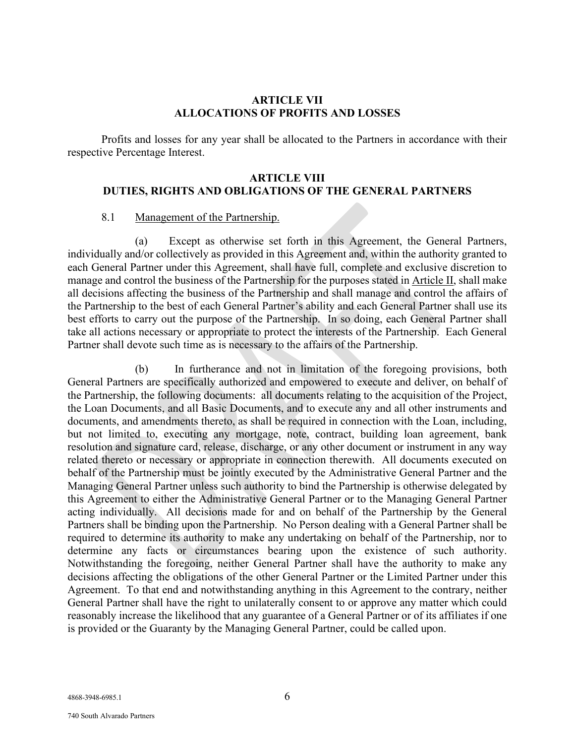## ARTICLE VII
## ALLOCATIONS OF PROFITS AND LOSSES

Profits and losses for any year shall be allocated to the Partners in accordance with their respective Percentage Interest.

## ARTICLE VIII
## DUTIES, RIGHTS AND OBLIGATIONS OF THE GENERAL PARTNERS

8.1 Management of the Partnership.

(a) Except as otherwise set forth in this Agreement, the General Partners, individually and/or collectively as provided in this Agreement and, within the authority granted to each General Partner under this Agreement, shall have full, complete and exclusive discretion to manage and control the business of the Partnership for the purposes stated in Article II, shall make all decisions affecting the business of the Partnership and shall manage and control the affairs of the Partnership to the best of each General Partner's ability and each General Partner shall use its best efforts to carry out the purpose of the Partnership. In so doing, each General Partner shall take all actions necessary or appropriate to protect the interests of the Partnership. Each General Partner shall devote such time as is necessary to the affairs of the Partnership.

(b) In furtherance and not in limitation of the foregoing provisions, both General Partners are specifically authorized and empowered to execute and deliver, on behalf of the Partnership, the following documents: all documents relating to the acquisition of the Project, the Loan Documents, and all Basic Documents, and to execute any and all other instruments and documents, and amendments thereto, as shall be required in connection with the Loan, including, but not limited to, executing any mortgage, note, contract, building loan agreement, bank resolution and signature card, release, discharge, or any other document or instrument in any way related thereto or necessary or appropriate in connection therewith. All documents executed on behalf of the Partnership must be jointly executed by the Administrative General Partner and the Managing General Partner unless such authority to bind the Partnership is otherwise delegated by this Agreement to either the Administrative General Partner or to the Managing General Partner acting individually. All decisions made for and on behalf of the Partnership by the General Partners shall be binding upon the Partnership. No Person dealing with a General Partner shall be required to determine its authority to make any undertaking on behalf of the Partnership, nor to determine any facts or circumstances bearing upon the existence of such authority. Notwithstanding the foregoing, neither General Partner shall have the authority to make any decisions affecting the obligations of the other General Partner or the Limited Partner under this Agreement. To that end and notwithstanding anything in this Agreement to the contrary, neither General Partner shall have the right to unilaterally consent to or approve any matter which could reasonably increase the likelihood that any guarantee of a General Partner or of its affiliates if one is provided or the Guaranty by the Managing General Partner, could be called upon.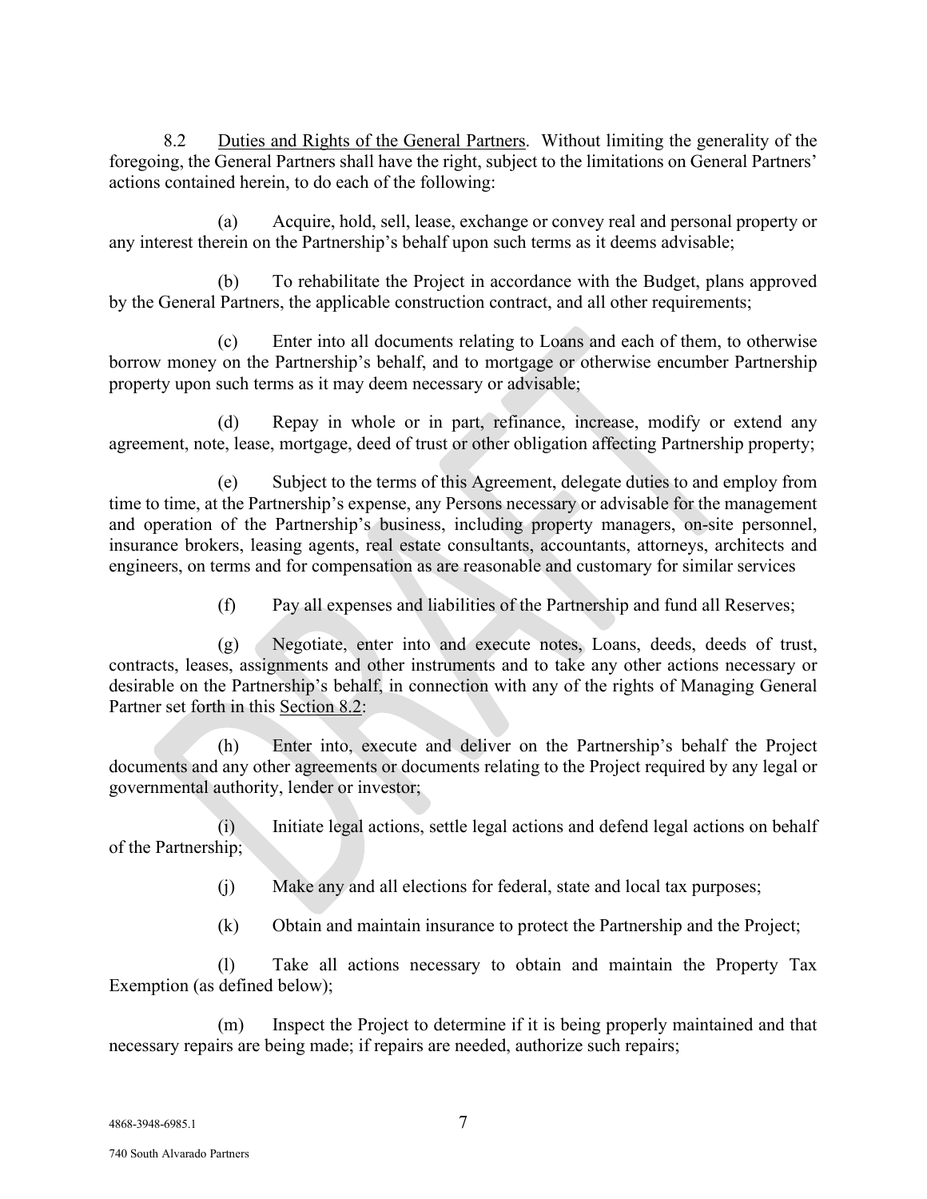8.2 Duties and Rights of the General Partners. Without limiting the generality of the foregoing, the General Partners shall have the right, subject to the limitations on General Partners' actions contained herein, to do each of the following:

(a) Acquire, hold, sell, lease, exchange or convey real and personal property or any interest therein on the Partnership's behalf upon such terms as it deems advisable;

(b) To rehabilitate the Project in accordance with the Budget, plans approved by the General Partners, the applicable construction contract, and all other requirements;

(c) Enter into all documents relating to Loans and each of them, to otherwise borrow money on the Partnership's behalf, and to mortgage or otherwise encumber Partnership property upon such terms as it may deem necessary or advisable;

(d) Repay in whole or in part, refinance, increase, modify or extend any agreement, note, lease, mortgage, deed of trust or other obligation affecting Partnership property;

(e) Subject to the terms of this Agreement, delegate duties to and employ from time to time, at the Partnership's expense, any Persons necessary or advisable for the management and operation of the Partnership's business, including property managers, on-site personnel, insurance brokers, leasing agents, real estate consultants, accountants, attorneys, architects and engineers, on terms and for compensation as are reasonable and customary for similar services

(f) Pay all expenses and liabilities of the Partnership and fund all Reserves;

(g) Negotiate, enter into and execute notes, Loans, deeds, deeds of trust, contracts, leases, assignments and other instruments and to take any other actions necessary or desirable on the Partnership's behalf, in connection with any of the rights of Managing General Partner set forth in this Section 8.2:

(h) Enter into, execute and deliver on the Partnership's behalf the Project documents and any other agreements or documents relating to the Project required by any legal or governmental authority, lender or investor;

(i) Initiate legal actions, settle legal actions and defend legal actions on behalf of the Partnership;

(j) Make any and all elections for federal, state and local tax purposes;

(k) Obtain and maintain insurance to protect the Partnership and the Project;

(l) Take all actions necessary to obtain and maintain the Property Tax Exemption (as defined below);

(m) Inspect the Project to determine if it is being properly maintained and that necessary repairs are being made; if repairs are needed, authorize such repairs;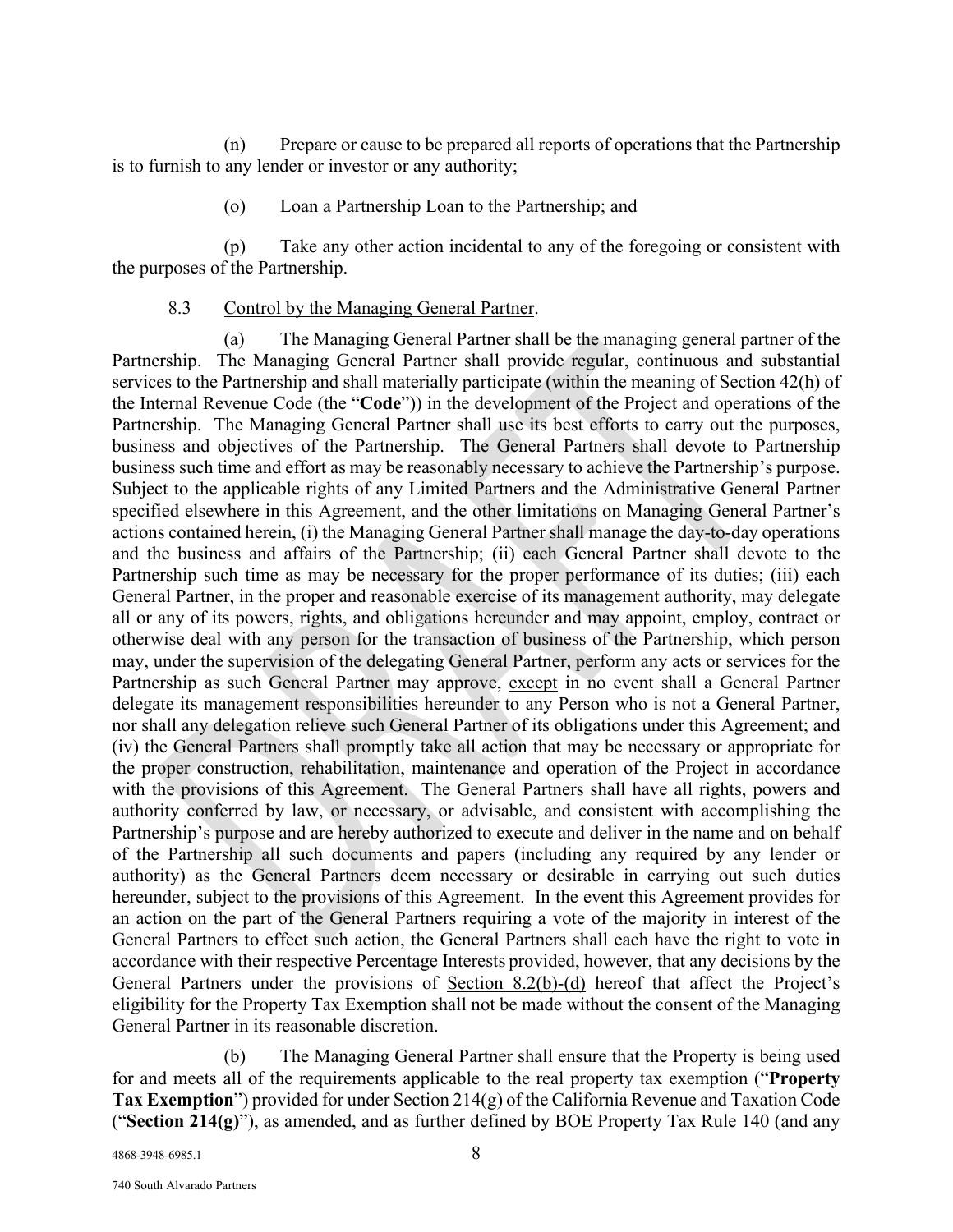(n) Prepare or cause to be prepared all reports of operations that the Partnership is to furnish to any lender or investor or any authority;

(o) Loan a Partnership Loan to the Partnership; and

(p) Take any other action incidental to any of the foregoing or consistent with the purposes of the Partnership.

8.3 Control by the Managing General Partner.

(a) The Managing General Partner shall be the managing general partner of the Partnership. The Managing General Partner shall provide regular, continuous and substantial services to the Partnership and shall materially participate (within the meaning of Section 42(h) of the Internal Revenue Code (the "**Code**")) in the development of the Project and operations of the Partnership. The Managing General Partner shall use its best efforts to carry out the purposes, business and objectives of the Partnership. The General Partners shall devote to Partnership business such time and effort as may be reasonably necessary to achieve the Partnership's purpose. Subject to the applicable rights of any Limited Partners and the Administrative General Partner specified elsewhere in this Agreement, and the other limitations on Managing General Partner's actions contained herein, (i) the Managing General Partner shall manage the day-to-day operations and the business and affairs of the Partnership; (ii) each General Partner shall devote to the Partnership such time as may be necessary for the proper performance of its duties; (iii) each General Partner, in the proper and reasonable exercise of its management authority, may delegate all or any of its powers, rights, and obligations hereunder and may appoint, employ, contract or otherwise deal with any person for the transaction of business of the Partnership, which person may, under the supervision of the delegating General Partner, perform any acts or services for the Partnership as such General Partner may approve, except in no event shall a General Partner delegate its management responsibilities hereunder to any Person who is not a General Partner, nor shall any delegation relieve such General Partner of its obligations under this Agreement; and (iv) the General Partners shall promptly take all action that may be necessary or appropriate for the proper construction, rehabilitation, maintenance and operation of the Project in accordance with the provisions of this Agreement. The General Partners shall have all rights, powers and authority conferred by law, or necessary, or advisable, and consistent with accomplishing the Partnership's purpose and are hereby authorized to execute and deliver in the name and on behalf of the Partnership all such documents and papers (including any required by any lender or authority) as the General Partners deem necessary or desirable in carrying out such duties hereunder, subject to the provisions of this Agreement. In the event this Agreement provides for an action on the part of the General Partners requiring a vote of the majority in interest of the General Partners to effect such action, the General Partners shall each have the right to vote in accordance with their respective Percentage Interests provided, however, that any decisions by the General Partners under the provisions of Section 8.2(b)-(d) hereof that affect the Project's eligibility for the Property Tax Exemption shall not be made without the consent of the Managing General Partner in its reasonable discretion.

(b) The Managing General Partner shall ensure that the Property is being used for and meets all of the requirements applicable to the real property tax exemption ("**Property Tax Exemption**") provided for under Section 214(g) of the California Revenue and Taxation Code ("**Section 214(g)**"), as amended, and as further defined by BOE Property Tax Rule 140 (and any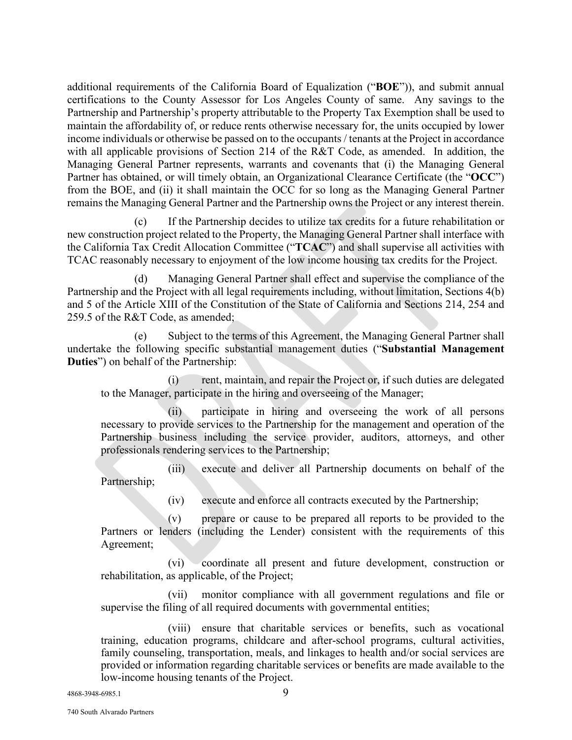additional requirements of the California Board of Equalization ("**BOE**")), and submit annual certifications to the County Assessor for Los Angeles County of same. Any savings to the Partnership and Partnership's property attributable to the Property Tax Exemption shall be used to maintain the affordability of, or reduce rents otherwise necessary for, the units occupied by lower income individuals or otherwise be passed on to the occupants / tenants at the Project in accordance with all applicable provisions of Section 214 of the R&T Code, as amended. In addition, the Managing General Partner represents, warrants and covenants that (i) the Managing General Partner has obtained, or will timely obtain, an Organizational Clearance Certificate (the "**OCC**") from the BOE, and (ii) it shall maintain the OCC for so long as the Managing General Partner remains the Managing General Partner and the Partnership owns the Project or any interest therein.

(c) If the Partnership decides to utilize tax credits for a future rehabilitation or new construction project related to the Property, the Managing General Partner shall interface with the California Tax Credit Allocation Committee ("**TCAC**") and shall supervise all activities with TCAC reasonably necessary to enjoyment of the low income housing tax credits for the Project.

(d) Managing General Partner shall effect and supervise the compliance of the Partnership and the Project with all legal requirements including, without limitation, Sections 4(b) and 5 of the Article XIII of the Constitution of the State of California and Sections 214, 254 and 259.5 of the R&T Code, as amended;

(e) Subject to the terms of this Agreement, the Managing General Partner shall undertake the following specific substantial management duties ("**Substantial Management Duties**") on behalf of the Partnership:

(i) rent, maintain, and repair the Project or, if such duties are delegated to the Manager, participate in the hiring and overseeing of the Manager;

(ii) participate in hiring and overseeing the work of all persons necessary to provide services to the Partnership for the management and operation of the Partnership business including the service provider, auditors, attorneys, and other professionals rendering services to the Partnership;

(iii) execute and deliver all Partnership documents on behalf of the Partnership;

(iv) execute and enforce all contracts executed by the Partnership;

(v) prepare or cause to be prepared all reports to be provided to the Partners or lenders (including the Lender) consistent with the requirements of this Agreement;

(vi) coordinate all present and future development, construction or rehabilitation, as applicable, of the Project;

(vii) monitor compliance with all government regulations and file or supervise the filing of all required documents with governmental entities;

(viii) ensure that charitable services or benefits, such as vocational training, education programs, childcare and after-school programs, cultural activities, family counseling, transportation, meals, and linkages to health and/or social services are provided or information regarding charitable services or benefits are made available to the low-income housing tenants of the Project.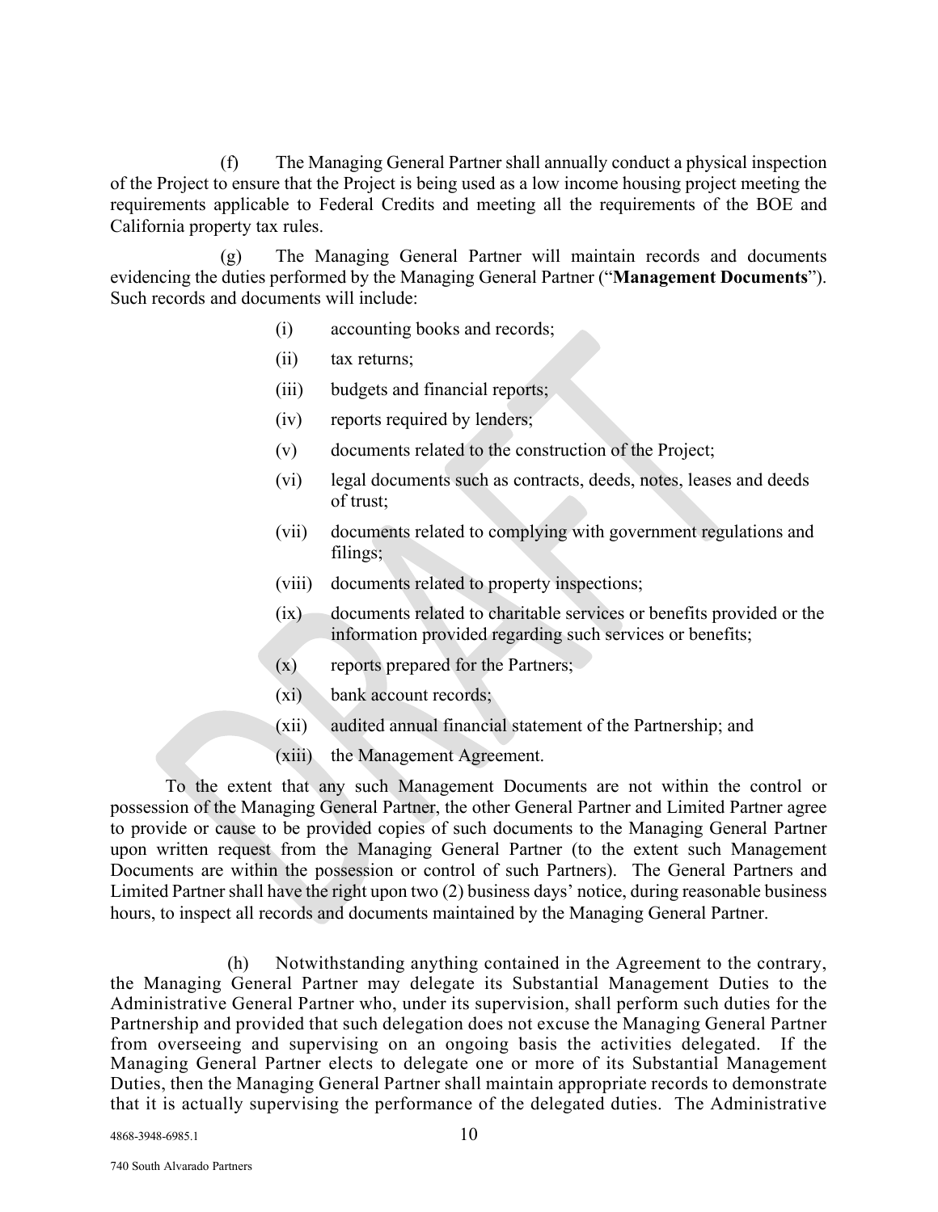(f) The Managing General Partner shall annually conduct a physical inspection of the Project to ensure that the Project is being used as a low income housing project meeting the requirements applicable to Federal Credits and meeting all the requirements of the BOE and California property tax rules.

(g) The Managing General Partner will maintain records and documents evidencing the duties performed by the Managing General Partner ("**Management Documents**"). Such records and documents will include:

(i) accounting books and records;

(ii) tax returns;

(iii) budgets and financial reports;

(iv) reports required by lenders;

(v) documents related to the construction of the Project;

(vi) legal documents such as contracts, deeds, notes, leases and deeds of trust;

(vii) documents related to complying with government regulations and filings;

(viii) documents related to property inspections;

(ix) documents related to charitable services or benefits provided or the information provided regarding such services or benefits;

(x) reports prepared for the Partners;

(xi) bank account records;

(xii) audited annual financial statement of the Partnership; and

(xiii) the Management Agreement.

To the extent that any such Management Documents are not within the control or possession of the Managing General Partner, the other General Partner and Limited Partner agree to provide or cause to be provided copies of such documents to the Managing General Partner upon written request from the Managing General Partner (to the extent such Management Documents are within the possession or control of such Partners). The General Partners and Limited Partner shall have the right upon two (2) business days' notice, during reasonable business hours, to inspect all records and documents maintained by the Managing General Partner.

(h) Notwithstanding anything contained in the Agreement to the contrary, the Managing General Partner may delegate its Substantial Management Duties to the Administrative General Partner who, under its supervision, shall perform such duties for the Partnership and provided that such delegation does not excuse the Managing General Partner from overseeing and supervising on an ongoing basis the activities delegated. If the Managing General Partner elects to delegate one or more of its Substantial Management Duties, then the Managing General Partner shall maintain appropriate records to demonstrate that it is actually supervising the performance of the delegated duties. The Administrative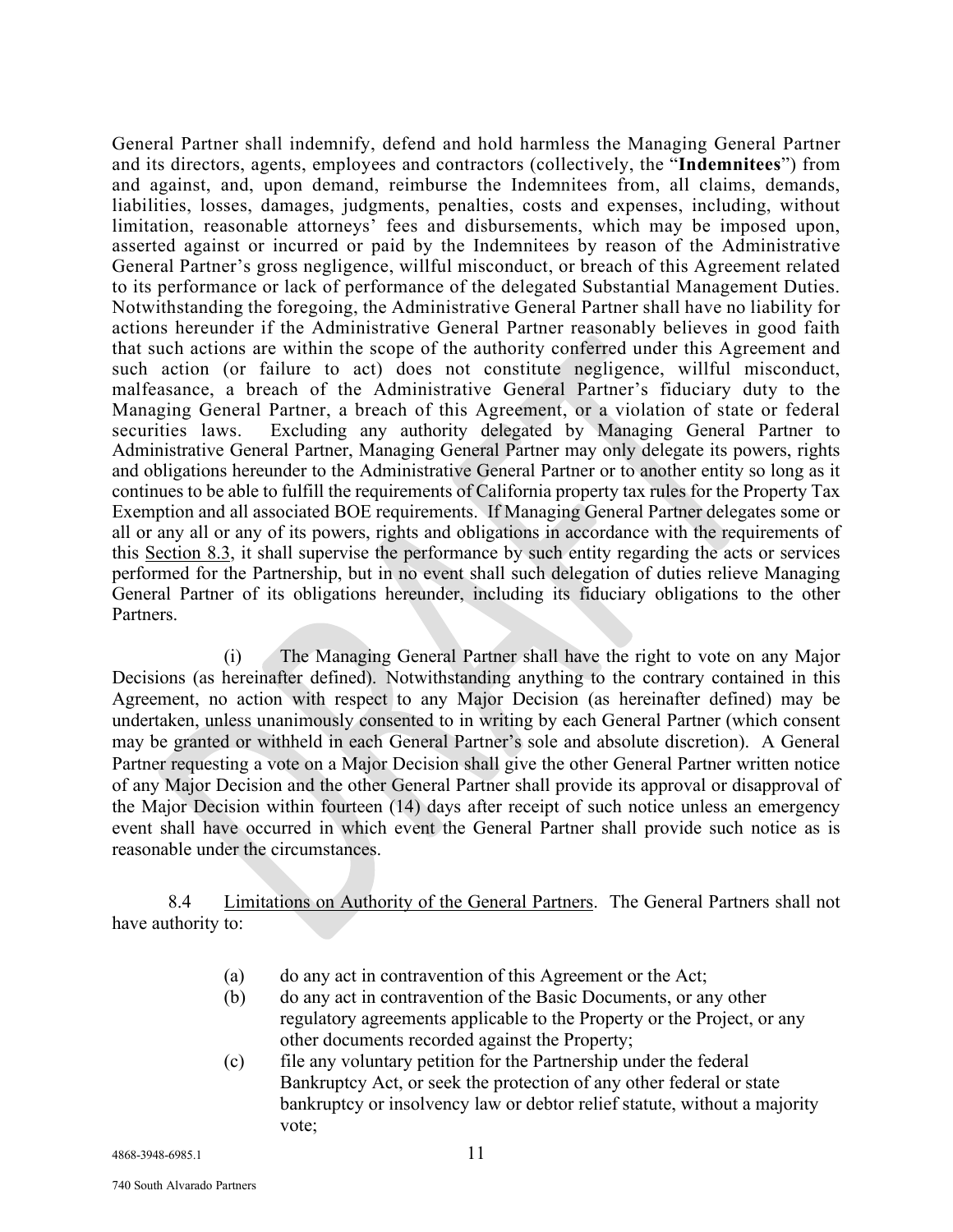General Partner shall indemnify, defend and hold harmless the Managing General Partner and its directors, agents, employees and contractors (collectively, the "**Indemnitees**") from and against, and, upon demand, reimburse the Indemnitees from, all claims, demands, liabilities, losses, damages, judgments, penalties, costs and expenses, including, without limitation, reasonable attorneys' fees and disbursements, which may be imposed upon, asserted against or incurred or paid by the Indemnitees by reason of the Administrative General Partner's gross negligence, willful misconduct, or breach of this Agreement related to its performance or lack of performance of the delegated Substantial Management Duties. Notwithstanding the foregoing, the Administrative General Partner shall have no liability for actions hereunder if the Administrative General Partner reasonably believes in good faith that such actions are within the scope of the authority conferred under this Agreement and such action (or failure to act) does not constitute negligence, willful misconduct, malfeasance, a breach of the Administrative General Partner's fiduciary duty to the Managing General Partner, a breach of this Agreement, or a violation of state or federal securities laws. Excluding any authority delegated by Managing General Partner to Administrative General Partner, Managing General Partner may only delegate its powers, rights and obligations hereunder to the Administrative General Partner or to another entity so long as it continues to be able to fulfill the requirements of California property tax rules for the Property Tax Exemption and all associated BOE requirements. If Managing General Partner delegates some or all or any all or any of its powers, rights and obligations in accordance with the requirements of this Section 8.3, it shall supervise the performance by such entity regarding the acts or services performed for the Partnership, but in no event shall such delegation of duties relieve Managing General Partner of its obligations hereunder, including its fiduciary obligations to the other Partners.

(i) The Managing General Partner shall have the right to vote on any Major Decisions (as hereinafter defined). Notwithstanding anything to the contrary contained in this Agreement, no action with respect to any Major Decision (as hereinafter defined) may be undertaken, unless unanimously consented to in writing by each General Partner (which consent may be granted or withheld in each General Partner's sole and absolute discretion). A General Partner requesting a vote on a Major Decision shall give the other General Partner written notice of any Major Decision and the other General Partner shall provide its approval or disapproval of the Major Decision within fourteen (14) days after receipt of such notice unless an emergency event shall have occurred in which event the General Partner shall provide such notice as is reasonable under the circumstances.

8.4 Limitations on Authority of the General Partners. The General Partners shall not have authority to:

(a) do any act in contravention of this Agreement or the Act;

(b) do any act in contravention of the Basic Documents, or any other regulatory agreements applicable to the Property or the Project, or any other documents recorded against the Property;

(c) file any voluntary petition for the Partnership under the federal Bankruptcy Act, or seek the protection of any other federal or state bankruptcy or insolvency law or debtor relief statute, without a majority vote;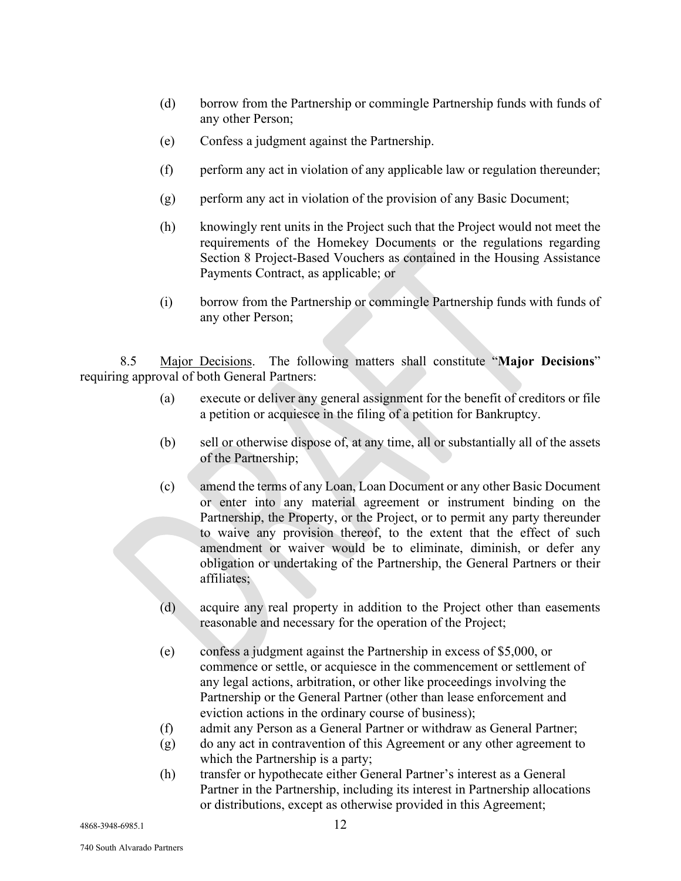(d) borrow from the Partnership or commingle Partnership funds with funds of any other Person;

(e) Confess a judgment against the Partnership.

(f) perform any act in violation of any applicable law or regulation thereunder;

(g) perform any act in violation of the provision of any Basic Document;

(h) knowingly rent units in the Project such that the Project would not meet the requirements of the Homekey Documents or the regulations regarding Section 8 Project-Based Vouchers as contained in the Housing Assistance Payments Contract, as applicable; or

(i) borrow from the Partnership or commingle Partnership funds with funds of any other Person;

8.5 Major Decisions. The following matters shall constitute "**Major Decisions**" requiring approval of both General Partners:

(a) execute or deliver any general assignment for the benefit of creditors or file a petition or acquiesce in the filing of a petition for Bankruptcy.

(b) sell or otherwise dispose of, at any time, all or substantially all of the assets of the Partnership;

(c) amend the terms of any Loan, Loan Document or any other Basic Document or enter into any material agreement or instrument binding on the Partnership, the Property, or the Project, or to permit any party thereunder to waive any provision thereof, to the extent that the effect of such amendment or waiver would be to eliminate, diminish, or defer any obligation or undertaking of the Partnership, the General Partners or their affiliates;

(d) acquire any real property in addition to the Project other than easements reasonable and necessary for the operation of the Project;

(e) confess a judgment against the Partnership in excess of $5,000, or commence or settle, or acquiesce in the commencement or settlement of any legal actions, arbitration, or other like proceedings involving the Partnership or the General Partner (other than lease enforcement and eviction actions in the ordinary course of business);

(f) admit any Person as a General Partner or withdraw as General Partner;

(g) do any act in contravention of this Agreement or any other agreement to which the Partnership is a party;

(h) transfer or hypothecate either General Partner's interest as a General Partner in the Partnership, including its interest in Partnership allocations or distributions, except as otherwise provided in this Agreement;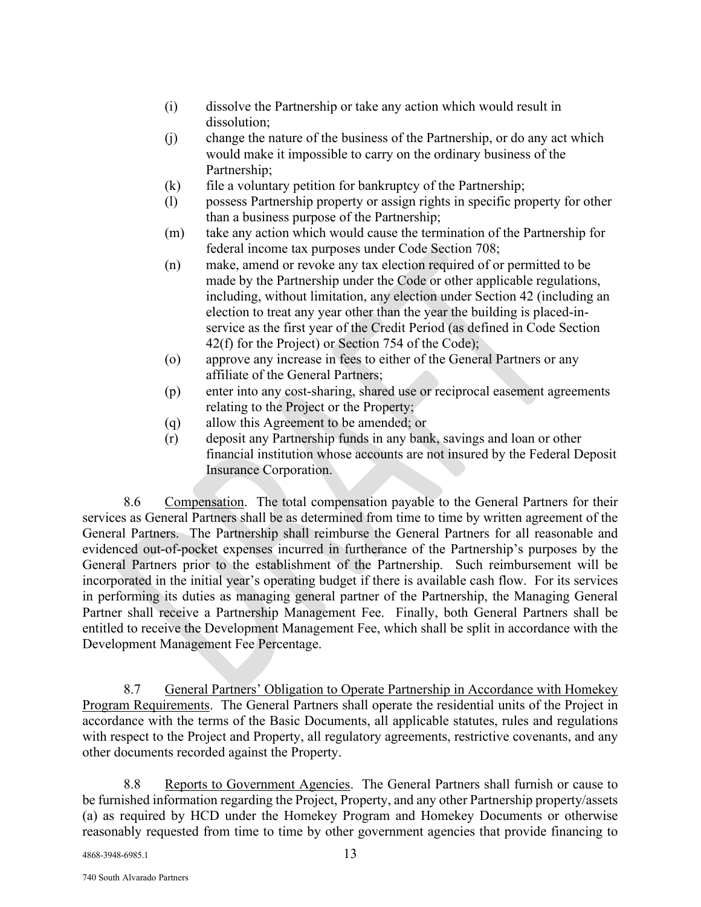(i) dissolve the Partnership or take any action which would result in dissolution;

(j) change the nature of the business of the Partnership, or do any act which would make it impossible to carry on the ordinary business of the Partnership;

(k) file a voluntary petition for bankruptcy of the Partnership;

(l) possess Partnership property or assign rights in specific property for other than a business purpose of the Partnership;

(m) take any action which would cause the termination of the Partnership for federal income tax purposes under Code Section 708;

(n) make, amend or revoke any tax election required of or permitted to be made by the Partnership under the Code or other applicable regulations, including, without limitation, any election under Section 42 (including an election to treat any year other than the year the building is placed-in-service as the first year of the Credit Period (as defined in Code Section 42(f) for the Project) or Section 754 of the Code);

(o) approve any increase in fees to either of the General Partners or any affiliate of the General Partners;

(p) enter into any cost-sharing, shared use or reciprocal easement agreements relating to the Project or the Property;

(q) allow this Agreement to be amended; or

(r) deposit any Partnership funds in any bank, savings and loan or other financial institution whose accounts are not insured by the Federal Deposit Insurance Corporation.

8.6 Compensation. The total compensation payable to the General Partners for their services as General Partners shall be as determined from time to time by written agreement of the General Partners. The Partnership shall reimburse the General Partners for all reasonable and evidenced out-of-pocket expenses incurred in furtherance of the Partnership's purposes by the General Partners prior to the establishment of the Partnership. Such reimbursement will be incorporated in the initial year's operating budget if there is available cash flow. For its services in performing its duties as managing general partner of the Partnership, the Managing General Partner shall receive a Partnership Management Fee. Finally, both General Partners shall be entitled to receive the Development Management Fee, which shall be split in accordance with the Development Management Fee Percentage.

8.7 General Partners' Obligation to Operate Partnership in Accordance with Homekey Program Requirements. The General Partners shall operate the residential units of the Project in accordance with the terms of the Basic Documents, all applicable statutes, rules and regulations with respect to the Project and Property, all regulatory agreements, restrictive covenants, and any other documents recorded against the Property.

8.8 Reports to Government Agencies. The General Partners shall furnish or cause to be furnished information regarding the Project, Property, and any other Partnership property/assets (a) as required by HCD under the Homekey Program and Homekey Documents or otherwise reasonably requested from time to time by other government agencies that provide financing to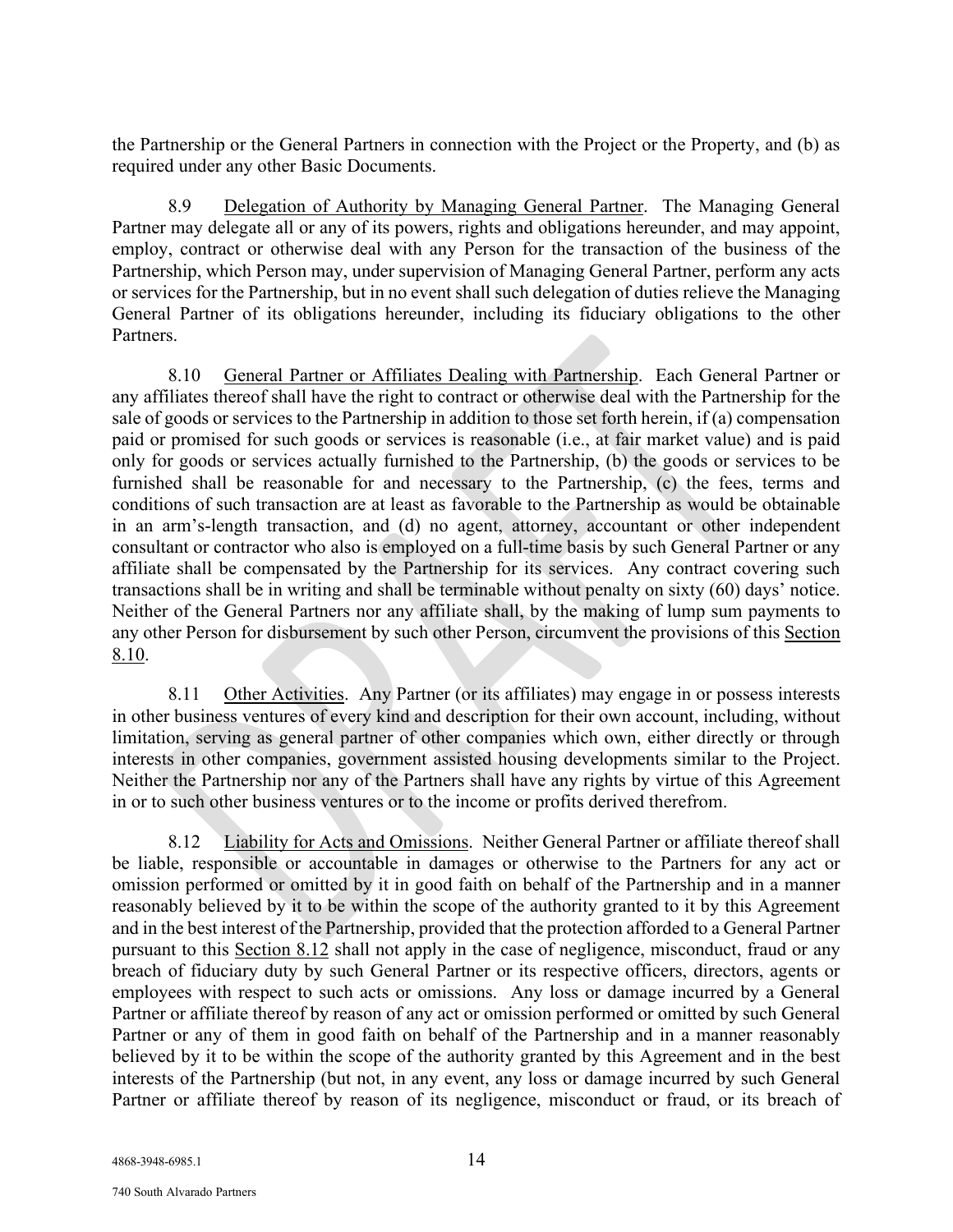the Partnership or the General Partners in connection with the Project or the Property, and (b) as required under any other Basic Documents.

8.9 Delegation of Authority by Managing General Partner. The Managing General Partner may delegate all or any of its powers, rights and obligations hereunder, and may appoint, employ, contract or otherwise deal with any Person for the transaction of the business of the Partnership, which Person may, under supervision of Managing General Partner, perform any acts or services for the Partnership, but in no event shall such delegation of duties relieve the Managing General Partner of its obligations hereunder, including its fiduciary obligations to the other Partners.

8.10 General Partner or Affiliates Dealing with Partnership. Each General Partner or any affiliates thereof shall have the right to contract or otherwise deal with the Partnership for the sale of goods or services to the Partnership in addition to those set forth herein, if (a) compensation paid or promised for such goods or services is reasonable (i.e., at fair market value) and is paid only for goods or services actually furnished to the Partnership, (b) the goods or services to be furnished shall be reasonable for and necessary to the Partnership, (c) the fees, terms and conditions of such transaction are at least as favorable to the Partnership as would be obtainable in an arm's-length transaction, and (d) no agent, attorney, accountant or other independent consultant or contractor who also is employed on a full-time basis by such General Partner or any affiliate shall be compensated by the Partnership for its services. Any contract covering such transactions shall be in writing and shall be terminable without penalty on sixty (60) days' notice. Neither of the General Partners nor any affiliate shall, by the making of lump sum payments to any other Person for disbursement by such other Person, circumvent the provisions of this Section 8.10.

8.11 Other Activities. Any Partner (or its affiliates) may engage in or possess interests in other business ventures of every kind and description for their own account, including, without limitation, serving as general partner of other companies which own, either directly or through interests in other companies, government assisted housing developments similar to the Project. Neither the Partnership nor any of the Partners shall have any rights by virtue of this Agreement in or to such other business ventures or to the income or profits derived therefrom.

8.12 Liability for Acts and Omissions. Neither General Partner or affiliate thereof shall be liable, responsible or accountable in damages or otherwise to the Partners for any act or omission performed or omitted by it in good faith on behalf of the Partnership and in a manner reasonably believed by it to be within the scope of the authority granted to it by this Agreement and in the best interest of the Partnership, provided that the protection afforded to a General Partner pursuant to this Section 8.12 shall not apply in the case of negligence, misconduct, fraud or any breach of fiduciary duty by such General Partner or its respective officers, directors, agents or employees with respect to such acts or omissions. Any loss or damage incurred by a General Partner or affiliate thereof by reason of any act or omission performed or omitted by such General Partner or any of them in good faith on behalf of the Partnership and in a manner reasonably believed by it to be within the scope of the authority granted by this Agreement and in the best interests of the Partnership (but not, in any event, any loss or damage incurred by such General Partner or affiliate thereof by reason of its negligence, misconduct or fraud, or its breach of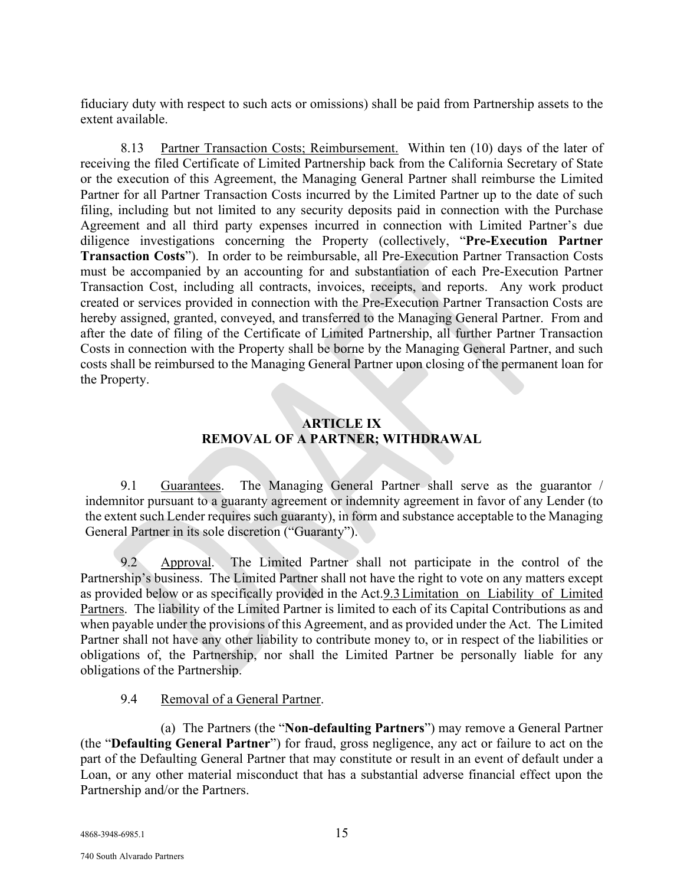fiduciary duty with respect to such acts or omissions) shall be paid from Partnership assets to the extent available.

8.13 Partner Transaction Costs; Reimbursement. Within ten (10) days of the later of receiving the filed Certificate of Limited Partnership back from the California Secretary of State or the execution of this Agreement, the Managing General Partner shall reimburse the Limited Partner for all Partner Transaction Costs incurred by the Limited Partner up to the date of such filing, including but not limited to any security deposits paid in connection with the Purchase Agreement and all third party expenses incurred in connection with Limited Partner's due diligence investigations concerning the Property (collectively, "**Pre-Execution Partner Transaction Costs**"). In order to be reimbursable, all Pre-Execution Partner Transaction Costs must be accompanied by an accounting for and substantiation of each Pre-Execution Partner Transaction Cost, including all contracts, invoices, receipts, and reports. Any work product created or services provided in connection with the Pre-Execution Partner Transaction Costs are hereby assigned, granted, conveyed, and transferred to the Managing General Partner. From and after the date of filing of the Certificate of Limited Partnership, all further Partner Transaction Costs in connection with the Property shall be borne by the Managing General Partner, and such costs shall be reimbursed to the Managing General Partner upon closing of the permanent loan for the Property.

## ARTICLE IX
## REMOVAL OF A PARTNER; WITHDRAWAL

9.1 Guarantees. The Managing General Partner shall serve as the guarantor / indemnitor pursuant to a guaranty agreement or indemnity agreement in favor of any Lender (to the extent such Lender requires such guaranty), in form and substance acceptable to the Managing General Partner in its sole discretion ("Guaranty").

9.2 Approval. The Limited Partner shall not participate in the control of the Partnership's business. The Limited Partner shall not have the right to vote on any matters except as provided below or as specifically provided in the Act.9.3 Limitation on Liability of Limited Partners. The liability of the Limited Partner is limited to each of its Capital Contributions as and when payable under the provisions of this Agreement, and as provided under the Act. The Limited Partner shall not have any other liability to contribute money to, or in respect of the liabilities or obligations of, the Partnership, nor shall the Limited Partner be personally liable for any obligations of the Partnership.

9.4 Removal of a General Partner.

(a) The Partners (the "**Non-defaulting Partners**") may remove a General Partner (the "**Defaulting General Partner**") for fraud, gross negligence, any act or failure to act on the part of the Defaulting General Partner that may constitute or result in an event of default under a Loan, or any other material misconduct that has a substantial adverse financial effect upon the Partnership and/or the Partners.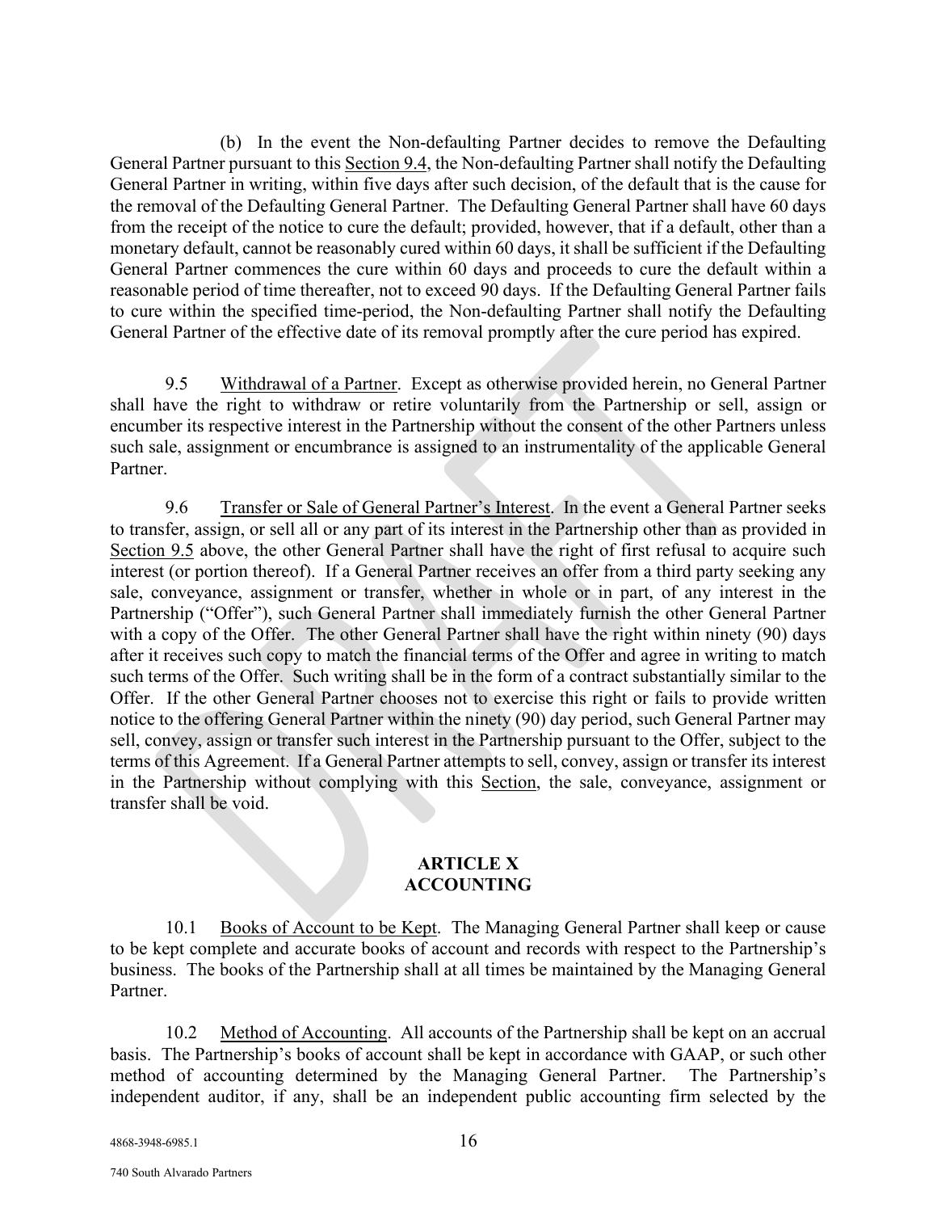(b) In the event the Non-defaulting Partner decides to remove the Defaulting General Partner pursuant to this Section 9.4, the Non-defaulting Partner shall notify the Defaulting General Partner in writing, within five days after such decision, of the default that is the cause for the removal of the Defaulting General Partner. The Defaulting General Partner shall have 60 days from the receipt of the notice to cure the default; provided, however, that if a default, other than a monetary default, cannot be reasonably cured within 60 days, it shall be sufficient if the Defaulting General Partner commences the cure within 60 days and proceeds to cure the default within a reasonable period of time thereafter, not to exceed 90 days. If the Defaulting General Partner fails to cure within the specified time-period, the Non-defaulting Partner shall notify the Defaulting General Partner of the effective date of its removal promptly after the cure period has expired.

9.5 Withdrawal of a Partner. Except as otherwise provided herein, no General Partner shall have the right to withdraw or retire voluntarily from the Partnership or sell, assign or encumber its respective interest in the Partnership without the consent of the other Partners unless such sale, assignment or encumbrance is assigned to an instrumentality of the applicable General Partner.

9.6 Transfer or Sale of General Partner's Interest. In the event a General Partner seeks to transfer, assign, or sell all or any part of its interest in the Partnership other than as provided in Section 9.5 above, the other General Partner shall have the right of first refusal to acquire such interest (or portion thereof). If a General Partner receives an offer from a third party seeking any sale, conveyance, assignment or transfer, whether in whole or in part, of any interest in the Partnership ("Offer"), such General Partner shall immediately furnish the other General Partner with a copy of the Offer. The other General Partner shall have the right within ninety (90) days after it receives such copy to match the financial terms of the Offer and agree in writing to match such terms of the Offer. Such writing shall be in the form of a contract substantially similar to the Offer. If the other General Partner chooses not to exercise this right or fails to provide written notice to the offering General Partner within the ninety (90) day period, such General Partner may sell, convey, assign or transfer such interest in the Partnership pursuant to the Offer, subject to the terms of this Agreement. If a General Partner attempts to sell, convey, assign or transfer its interest in the Partnership without complying with this Section, the sale, conveyance, assignment or transfer shall be void.

## ARTICLE X
## ACCOUNTING

10.1 Books of Account to be Kept. The Managing General Partner shall keep or cause to be kept complete and accurate books of account and records with respect to the Partnership's business. The books of the Partnership shall at all times be maintained by the Managing General Partner.

10.2 Method of Accounting. All accounts of the Partnership shall be kept on an accrual basis. The Partnership's books of account shall be kept in accordance with GAAP, or such other method of accounting determined by the Managing General Partner. The Partnership's independent auditor, if any, shall be an independent public accounting firm selected by the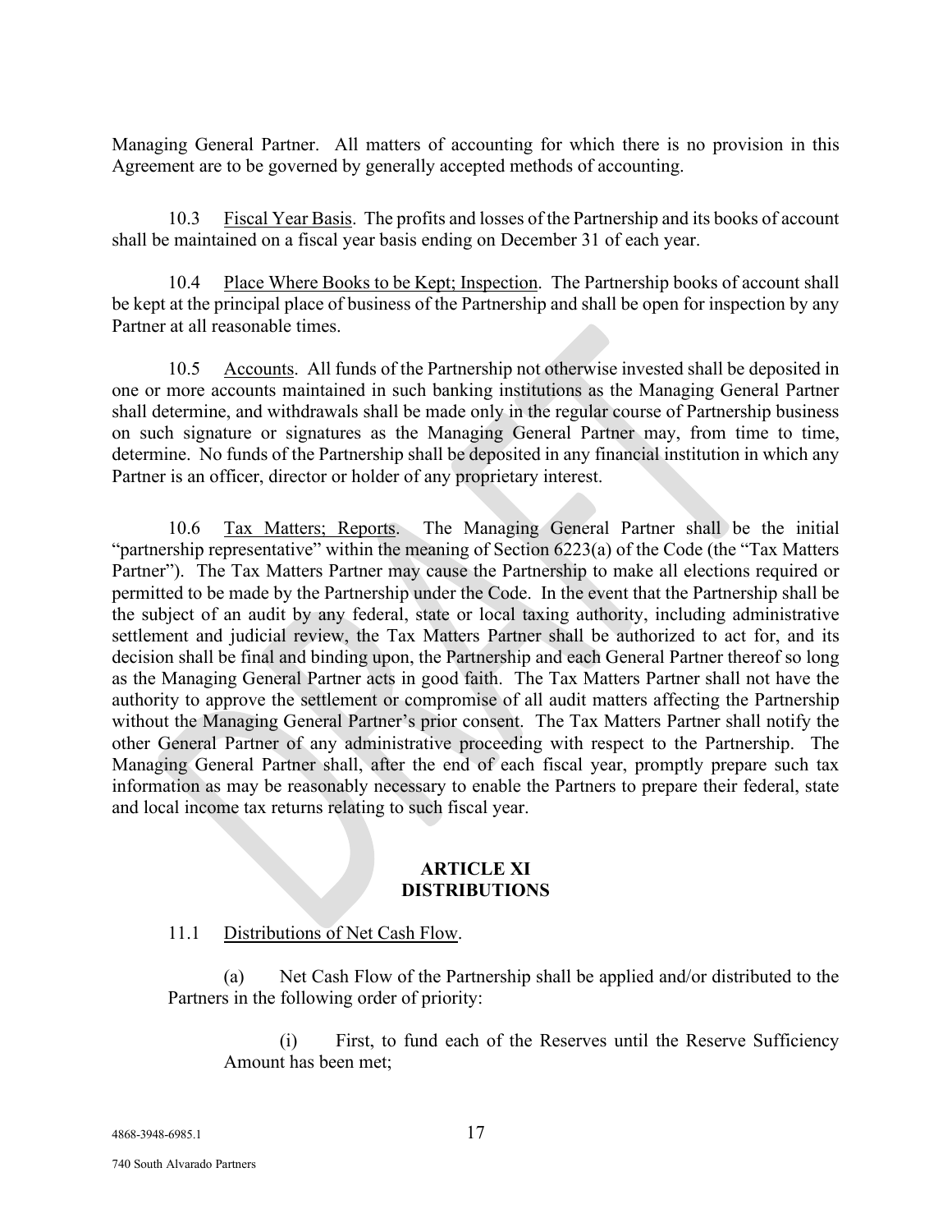Managing General Partner. All matters of accounting for which there is no provision in this Agreement are to be governed by generally accepted methods of accounting.

10.3 Fiscal Year Basis. The profits and losses of the Partnership and its books of account shall be maintained on a fiscal year basis ending on December 31 of each year.

10.4 Place Where Books to be Kept; Inspection. The Partnership books of account shall be kept at the principal place of business of the Partnership and shall be open for inspection by any Partner at all reasonable times.

10.5 Accounts. All funds of the Partnership not otherwise invested shall be deposited in one or more accounts maintained in such banking institutions as the Managing General Partner shall determine, and withdrawals shall be made only in the regular course of Partnership business on such signature or signatures as the Managing General Partner may, from time to time, determine. No funds of the Partnership shall be deposited in any financial institution in which any Partner is an officer, director or holder of any proprietary interest.

10.6 Tax Matters; Reports. The Managing General Partner shall be the initial "partnership representative" within the meaning of Section 6223(a) of the Code (the "Tax Matters Partner"). The Tax Matters Partner may cause the Partnership to make all elections required or permitted to be made by the Partnership under the Code. In the event that the Partnership shall be the subject of an audit by any federal, state or local taxing authority, including administrative settlement and judicial review, the Tax Matters Partner shall be authorized to act for, and its decision shall be final and binding upon, the Partnership and each General Partner thereof so long as the Managing General Partner acts in good faith. The Tax Matters Partner shall not have the authority to approve the settlement or compromise of all audit matters affecting the Partnership without the Managing General Partner's prior consent. The Tax Matters Partner shall notify the other General Partner of any administrative proceeding with respect to the Partnership. The Managing General Partner shall, after the end of each fiscal year, promptly prepare such tax information as may be reasonably necessary to enable the Partners to prepare their federal, state and local income tax returns relating to such fiscal year.

## ARTICLE XI
## DISTRIBUTIONS

11.1 Distributions of Net Cash Flow.

(a) Net Cash Flow of the Partnership shall be applied and/or distributed to the Partners in the following order of priority:

(i) First, to fund each of the Reserves until the Reserve Sufficiency Amount has been met;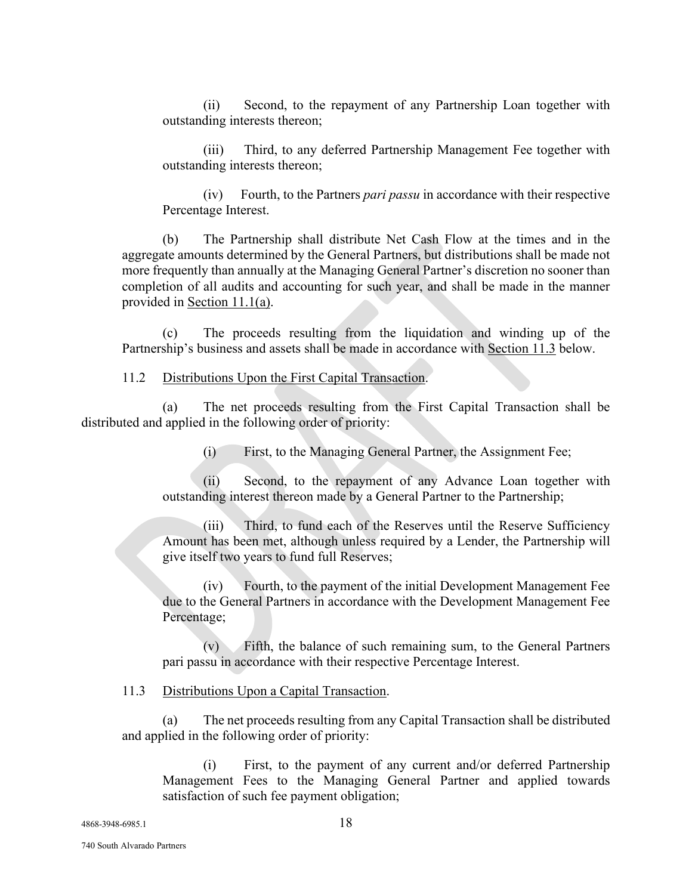(ii) Second, to the repayment of any Partnership Loan together with outstanding interests thereon;

(iii) Third, to any deferred Partnership Management Fee together with outstanding interests thereon;

(iv) Fourth, to the Partners *pari passu* in accordance with their respective Percentage Interest.

(b) The Partnership shall distribute Net Cash Flow at the times and in the aggregate amounts determined by the General Partners, but distributions shall be made not more frequently than annually at the Managing General Partner's discretion no sooner than completion of all audits and accounting for such year, and shall be made in the manner provided in Section 11.1(a).

(c) The proceeds resulting from the liquidation and winding up of the Partnership's business and assets shall be made in accordance with Section 11.3 below.

11.2 Distributions Upon the First Capital Transaction.

(a) The net proceeds resulting from the First Capital Transaction shall be distributed and applied in the following order of priority:

(i) First, to the Managing General Partner, the Assignment Fee;

(ii) Second, to the repayment of any Advance Loan together with outstanding interest thereon made by a General Partner to the Partnership;

(iii) Third, to fund each of the Reserves until the Reserve Sufficiency Amount has been met, although unless required by a Lender, the Partnership will give itself two years to fund full Reserves;

(iv) Fourth, to the payment of the initial Development Management Fee due to the General Partners in accordance with the Development Management Fee Percentage;

(v) Fifth, the balance of such remaining sum, to the General Partners pari passu in accordance with their respective Percentage Interest.

11.3 Distributions Upon a Capital Transaction.

(a) The net proceeds resulting from any Capital Transaction shall be distributed and applied in the following order of priority:

(i) First, to the payment of any current and/or deferred Partnership Management Fees to the Managing General Partner and applied towards satisfaction of such fee payment obligation;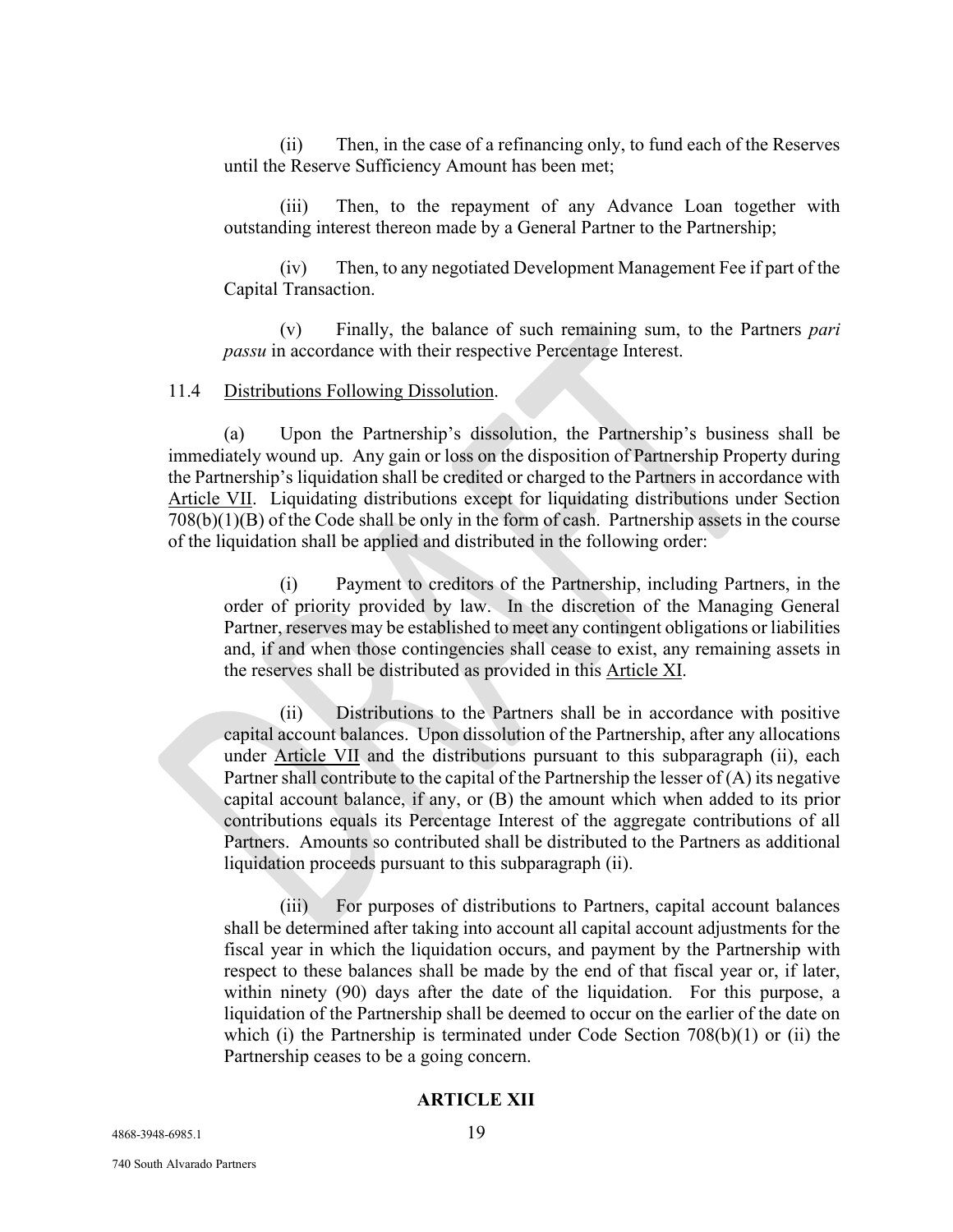(ii) Then, in the case of a refinancing only, to fund each of the Reserves until the Reserve Sufficiency Amount has been met;

(iii) Then, to the repayment of any Advance Loan together with outstanding interest thereon made by a General Partner to the Partnership;

(iv) Then, to any negotiated Development Management Fee if part of the Capital Transaction.

(v) Finally, the balance of such remaining sum, to the Partners *pari passu* in accordance with their respective Percentage Interest.

11.4 Distributions Following Dissolution.

(a) Upon the Partnership's dissolution, the Partnership's business shall be immediately wound up. Any gain or loss on the disposition of Partnership Property during the Partnership's liquidation shall be credited or charged to the Partners in accordance with Article VII. Liquidating distributions except for liquidating distributions under Section 708(b)(1)(B) of the Code shall be only in the form of cash. Partnership assets in the course of the liquidation shall be applied and distributed in the following order:

(i) Payment to creditors of the Partnership, including Partners, in the order of priority provided by law. In the discretion of the Managing General Partner, reserves may be established to meet any contingent obligations or liabilities and, if and when those contingencies shall cease to exist, any remaining assets in the reserves shall be distributed as provided in this Article XI.

(ii) Distributions to the Partners shall be in accordance with positive capital account balances. Upon dissolution of the Partnership, after any allocations under Article VII and the distributions pursuant to this subparagraph (ii), each Partner shall contribute to the capital of the Partnership the lesser of (A) its negative capital account balance, if any, or (B) the amount which when added to its prior contributions equals its Percentage Interest of the aggregate contributions of all Partners. Amounts so contributed shall be distributed to the Partners as additional liquidation proceeds pursuant to this subparagraph (ii).

(iii) For purposes of distributions to Partners, capital account balances shall be determined after taking into account all capital account adjustments for the fiscal year in which the liquidation occurs, and payment by the Partnership with respect to these balances shall be made by the end of that fiscal year or, if later, within ninety (90) days after the date of the liquidation. For this purpose, a liquidation of the Partnership shall be deemed to occur on the earlier of the date on which (i) the Partnership is terminated under Code Section 708(b)(1) or (ii) the Partnership ceases to be a going concern.

## ARTICLE XII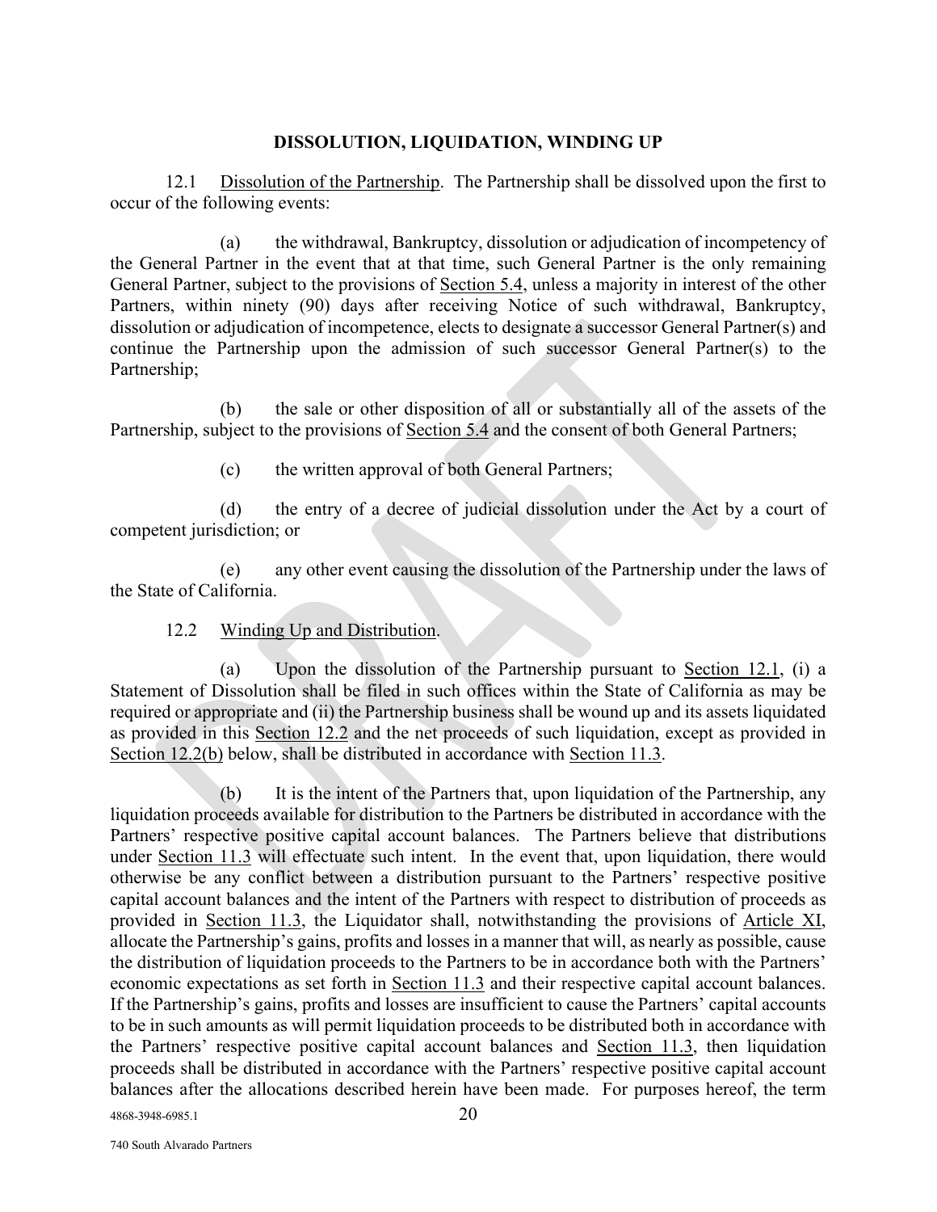## DISSOLUTION, LIQUIDATION, WINDING UP

12.1 Dissolution of the Partnership. The Partnership shall be dissolved upon the first to occur of the following events:

(a) the withdrawal, Bankruptcy, dissolution or adjudication of incompetency of the General Partner in the event that at that time, such General Partner is the only remaining General Partner, subject to the provisions of Section 5.4, unless a majority in interest of the other Partners, within ninety (90) days after receiving Notice of such withdrawal, Bankruptcy, dissolution or adjudication of incompetence, elects to designate a successor General Partner(s) and continue the Partnership upon the admission of such successor General Partner(s) to the Partnership;

(b) the sale or other disposition of all or substantially all of the assets of the Partnership, subject to the provisions of Section 5.4 and the consent of both General Partners;

(c) the written approval of both General Partners;

(d) the entry of a decree of judicial dissolution under the Act by a court of competent jurisdiction; or

(e) any other event causing the dissolution of the Partnership under the laws of the State of California.

12.2 Winding Up and Distribution.

(a) Upon the dissolution of the Partnership pursuant to Section 12.1, (i) a Statement of Dissolution shall be filed in such offices within the State of California as may be required or appropriate and (ii) the Partnership business shall be wound up and its assets liquidated as provided in this Section 12.2 and the net proceeds of such liquidation, except as provided in Section 12.2(b) below, shall be distributed in accordance with Section 11.3.

(b) It is the intent of the Partners that, upon liquidation of the Partnership, any liquidation proceeds available for distribution to the Partners be distributed in accordance with the Partners' respective positive capital account balances. The Partners believe that distributions under Section 11.3 will effectuate such intent. In the event that, upon liquidation, there would otherwise be any conflict between a distribution pursuant to the Partners' respective positive capital account balances and the intent of the Partners with respect to distribution of proceeds as provided in Section 11.3, the Liquidator shall, notwithstanding the provisions of Article XI, allocate the Partnership's gains, profits and losses in a manner that will, as nearly as possible, cause the distribution of liquidation proceeds to the Partners to be in accordance both with the Partners' economic expectations as set forth in Section 11.3 and their respective capital account balances. If the Partnership's gains, profits and losses are insufficient to cause the Partners' capital accounts to be in such amounts as will permit liquidation proceeds to be distributed both in accordance with the Partners' respective positive capital account balances and Section 11.3, then liquidation proceeds shall be distributed in accordance with the Partners' respective positive capital account balances after the allocations described herein have been made. For purposes hereof, the term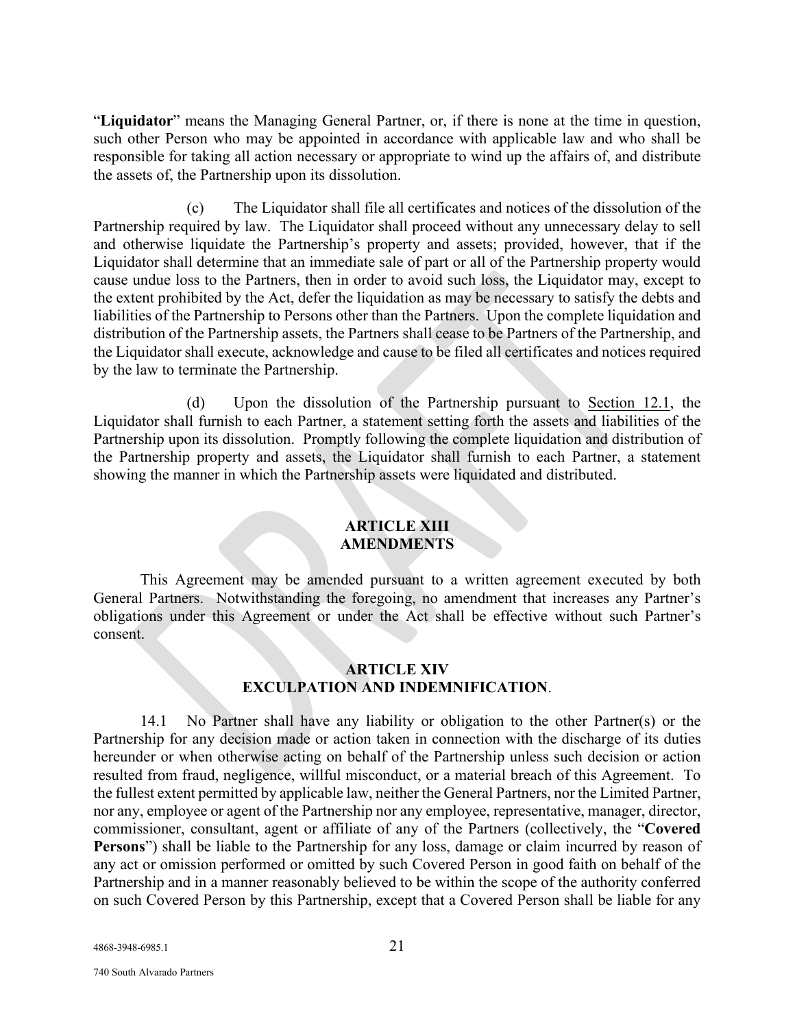"**Liquidator**" means the Managing General Partner, or, if there is none at the time in question, such other Person who may be appointed in accordance with applicable law and who shall be responsible for taking all action necessary or appropriate to wind up the affairs of, and distribute the assets of, the Partnership upon its dissolution.

(c) The Liquidator shall file all certificates and notices of the dissolution of the Partnership required by law. The Liquidator shall proceed without any unnecessary delay to sell and otherwise liquidate the Partnership's property and assets; provided, however, that if the Liquidator shall determine that an immediate sale of part or all of the Partnership property would cause undue loss to the Partners, then in order to avoid such loss, the Liquidator may, except to the extent prohibited by the Act, defer the liquidation as may be necessary to satisfy the debts and liabilities of the Partnership to Persons other than the Partners. Upon the complete liquidation and distribution of the Partnership assets, the Partners shall cease to be Partners of the Partnership, and the Liquidator shall execute, acknowledge and cause to be filed all certificates and notices required by the law to terminate the Partnership.

(d) Upon the dissolution of the Partnership pursuant to Section 12.1, the Liquidator shall furnish to each Partner, a statement setting forth the assets and liabilities of the Partnership upon its dissolution. Promptly following the complete liquidation and distribution of the Partnership property and assets, the Liquidator shall furnish to each Partner, a statement showing the manner in which the Partnership assets were liquidated and distributed.

## ARTICLE XIII
## AMENDMENTS

This Agreement may be amended pursuant to a written agreement executed by both General Partners. Notwithstanding the foregoing, no amendment that increases any Partner's obligations under this Agreement or under the Act shall be effective without such Partner's consent.

## ARTICLE XIV
## EXCULPATION AND INDEMNIFICATION.

14.1 No Partner shall have any liability or obligation to the other Partner(s) or the Partnership for any decision made or action taken in connection with the discharge of its duties hereunder or when otherwise acting on behalf of the Partnership unless such decision or action resulted from fraud, negligence, willful misconduct, or a material breach of this Agreement. To the fullest extent permitted by applicable law, neither the General Partners, nor the Limited Partner, nor any, employee or agent of the Partnership nor any employee, representative, manager, director, commissioner, consultant, agent or affiliate of any of the Partners (collectively, the "**Covered Persons**") shall be liable to the Partnership for any loss, damage or claim incurred by reason of any act or omission performed or omitted by such Covered Person in good faith on behalf of the Partnership and in a manner reasonably believed to be within the scope of the authority conferred on such Covered Person by this Partnership, except that a Covered Person shall be liable for any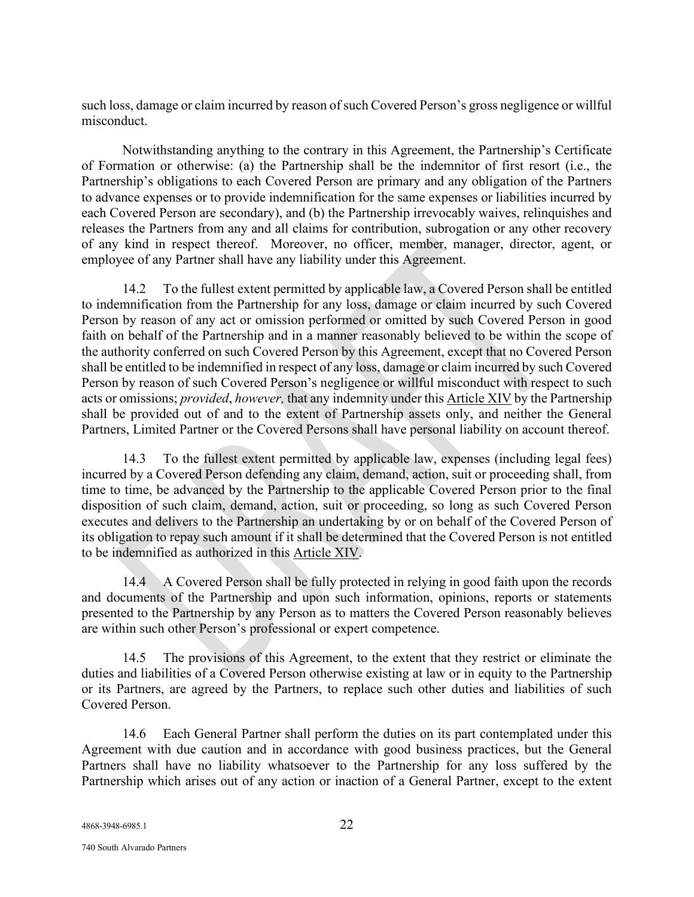such loss, damage or claim incurred by reason of such Covered Person's gross negligence or willful misconduct.

Notwithstanding anything to the contrary in this Agreement, the Partnership's Certificate of Formation or otherwise: (a) the Partnership shall be the indemnitor of first resort (i.e., the Partnership's obligations to each Covered Person are primary and any obligation of the Partners to advance expenses or to provide indemnification for the same expenses or liabilities incurred by each Covered Person are secondary), and (b) the Partnership irrevocably waives, relinquishes and releases the Partners from any and all claims for contribution, subrogation or any other recovery of any kind in respect thereof. Moreover, no officer, member, manager, director, agent, or employee of any Partner shall have any liability under this Agreement.

14.2 To the fullest extent permitted by applicable law, a Covered Person shall be entitled to indemnification from the Partnership for any loss, damage or claim incurred by such Covered Person by reason of any act or omission performed or omitted by such Covered Person in good faith on behalf of the Partnership and in a manner reasonably believed to be within the scope of the authority conferred on such Covered Person by this Agreement, except that no Covered Person shall be entitled to be indemnified in respect of any loss, damage or claim incurred by such Covered Person by reason of such Covered Person's negligence or willful misconduct with respect to such acts or omissions; *provided*, *however,* that any indemnity under this Article XIV by the Partnership shall be provided out of and to the extent of Partnership assets only, and neither the General Partners, Limited Partner or the Covered Persons shall have personal liability on account thereof.

14.3 To the fullest extent permitted by applicable law, expenses (including legal fees) incurred by a Covered Person defending any claim, demand, action, suit or proceeding shall, from time to time, be advanced by the Partnership to the applicable Covered Person prior to the final disposition of such claim, demand, action, suit or proceeding, so long as such Covered Person executes and delivers to the Partnership an undertaking by or on behalf of the Covered Person of its obligation to repay such amount if it shall be determined that the Covered Person is not entitled to be indemnified as authorized in this Article XIV.

14.4 A Covered Person shall be fully protected in relying in good faith upon the records and documents of the Partnership and upon such information, opinions, reports or statements presented to the Partnership by any Person as to matters the Covered Person reasonably believes are within such other Person's professional or expert competence.

14.5 The provisions of this Agreement, to the extent that they restrict or eliminate the duties and liabilities of a Covered Person otherwise existing at law or in equity to the Partnership or its Partners, are agreed by the Partners, to replace such other duties and liabilities of such Covered Person.

14.6 Each General Partner shall perform the duties on its part contemplated under this Agreement with due caution and in accordance with good business practices, but the General Partners shall have no liability whatsoever to the Partnership for any loss suffered by the Partnership which arises out of any action or inaction of a General Partner, except to the extent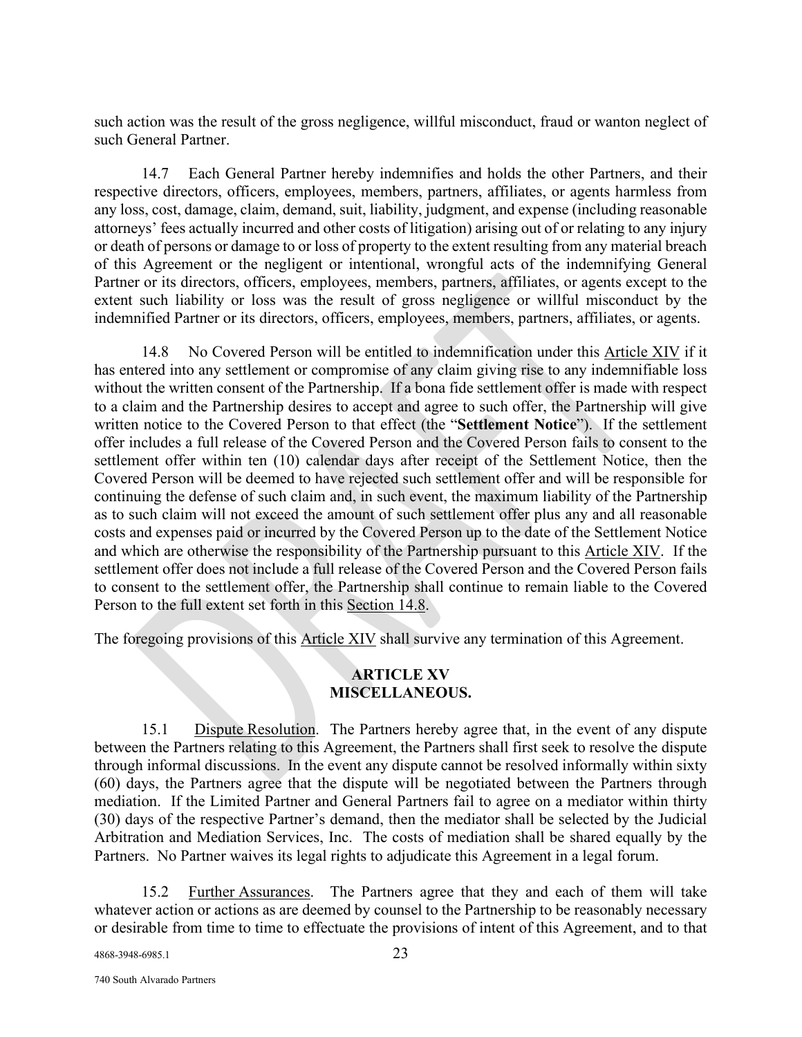such action was the result of the gross negligence, willful misconduct, fraud or wanton neglect of such General Partner.

14.7 Each General Partner hereby indemnifies and holds the other Partners, and their respective directors, officers, employees, members, partners, affiliates, or agents harmless from any loss, cost, damage, claim, demand, suit, liability, judgment, and expense (including reasonable attorneys' fees actually incurred and other costs of litigation) arising out of or relating to any injury or death of persons or damage to or loss of property to the extent resulting from any material breach of this Agreement or the negligent or intentional, wrongful acts of the indemnifying General Partner or its directors, officers, employees, members, partners, affiliates, or agents except to the extent such liability or loss was the result of gross negligence or willful misconduct by the indemnified Partner or its directors, officers, employees, members, partners, affiliates, or agents.

14.8 No Covered Person will be entitled to indemnification under this Article XIV if it has entered into any settlement or compromise of any claim giving rise to any indemnifiable loss without the written consent of the Partnership. If a bona fide settlement offer is made with respect to a claim and the Partnership desires to accept and agree to such offer, the Partnership will give written notice to the Covered Person to that effect (the "**Settlement Notice**"). If the settlement offer includes a full release of the Covered Person and the Covered Person fails to consent to the settlement offer within ten (10) calendar days after receipt of the Settlement Notice, then the Covered Person will be deemed to have rejected such settlement offer and will be responsible for continuing the defense of such claim and, in such event, the maximum liability of the Partnership as to such claim will not exceed the amount of such settlement offer plus any and all reasonable costs and expenses paid or incurred by the Covered Person up to the date of the Settlement Notice and which are otherwise the responsibility of the Partnership pursuant to this Article XIV. If the settlement offer does not include a full release of the Covered Person and the Covered Person fails to consent to the settlement offer, the Partnership shall continue to remain liable to the Covered Person to the full extent set forth in this Section 14.8.

The foregoing provisions of this Article XIV shall survive any termination of this Agreement.

## ARTICLE XV
## MISCELLANEOUS.

15.1 Dispute Resolution. The Partners hereby agree that, in the event of any dispute between the Partners relating to this Agreement, the Partners shall first seek to resolve the dispute through informal discussions. In the event any dispute cannot be resolved informally within sixty (60) days, the Partners agree that the dispute will be negotiated between the Partners through mediation. If the Limited Partner and General Partners fail to agree on a mediator within thirty (30) days of the respective Partner's demand, then the mediator shall be selected by the Judicial Arbitration and Mediation Services, Inc. The costs of mediation shall be shared equally by the Partners. No Partner waives its legal rights to adjudicate this Agreement in a legal forum.

15.2 Further Assurances. The Partners agree that they and each of them will take whatever action or actions as are deemed by counsel to the Partnership to be reasonably necessary or desirable from time to time to effectuate the provisions of intent of this Agreement, and to that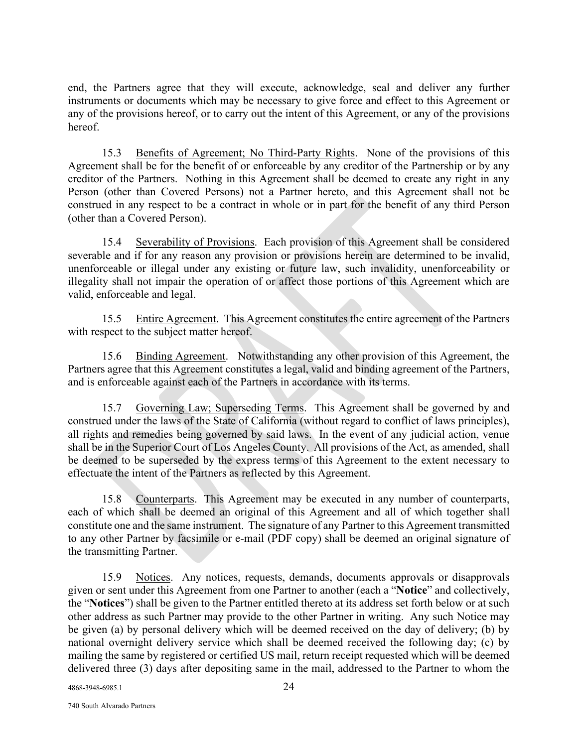end, the Partners agree that they will execute, acknowledge, seal and deliver any further instruments or documents which may be necessary to give force and effect to this Agreement or any of the provisions hereof, or to carry out the intent of this Agreement, or any of the provisions hereof.

15.3 Benefits of Agreement; No Third-Party Rights. None of the provisions of this Agreement shall be for the benefit of or enforceable by any creditor of the Partnership or by any creditor of the Partners. Nothing in this Agreement shall be deemed to create any right in any Person (other than Covered Persons) not a Partner hereto, and this Agreement shall not be construed in any respect to be a contract in whole or in part for the benefit of any third Person (other than a Covered Person).

15.4 Severability of Provisions. Each provision of this Agreement shall be considered severable and if for any reason any provision or provisions herein are determined to be invalid, unenforceable or illegal under any existing or future law, such invalidity, unenforceability or illegality shall not impair the operation of or affect those portions of this Agreement which are valid, enforceable and legal.

15.5 Entire Agreement. This Agreement constitutes the entire agreement of the Partners with respect to the subject matter hereof.

15.6 Binding Agreement. Notwithstanding any other provision of this Agreement, the Partners agree that this Agreement constitutes a legal, valid and binding agreement of the Partners, and is enforceable against each of the Partners in accordance with its terms.

15.7 Governing Law; Superseding Terms. This Agreement shall be governed by and construed under the laws of the State of California (without regard to conflict of laws principles), all rights and remedies being governed by said laws. In the event of any judicial action, venue shall be in the Superior Court of Los Angeles County. All provisions of the Act, as amended, shall be deemed to be superseded by the express terms of this Agreement to the extent necessary to effectuate the intent of the Partners as reflected by this Agreement.

15.8 Counterparts. This Agreement may be executed in any number of counterparts, each of which shall be deemed an original of this Agreement and all of which together shall constitute one and the same instrument. The signature of any Partner to this Agreement transmitted to any other Partner by facsimile or e-mail (PDF copy) shall be deemed an original signature of the transmitting Partner.

15.9 Notices. Any notices, requests, demands, documents approvals or disapprovals given or sent under this Agreement from one Partner to another (each a "**Notice**" and collectively, the "**Notices**") shall be given to the Partner entitled thereto at its address set forth below or at such other address as such Partner may provide to the other Partner in writing. Any such Notice may be given (a) by personal delivery which will be deemed received on the day of delivery; (b) by national overnight delivery service which shall be deemed received the following day; (c) by mailing the same by registered or certified US mail, return receipt requested which will be deemed delivered three (3) days after depositing same in the mail, addressed to the Partner to whom the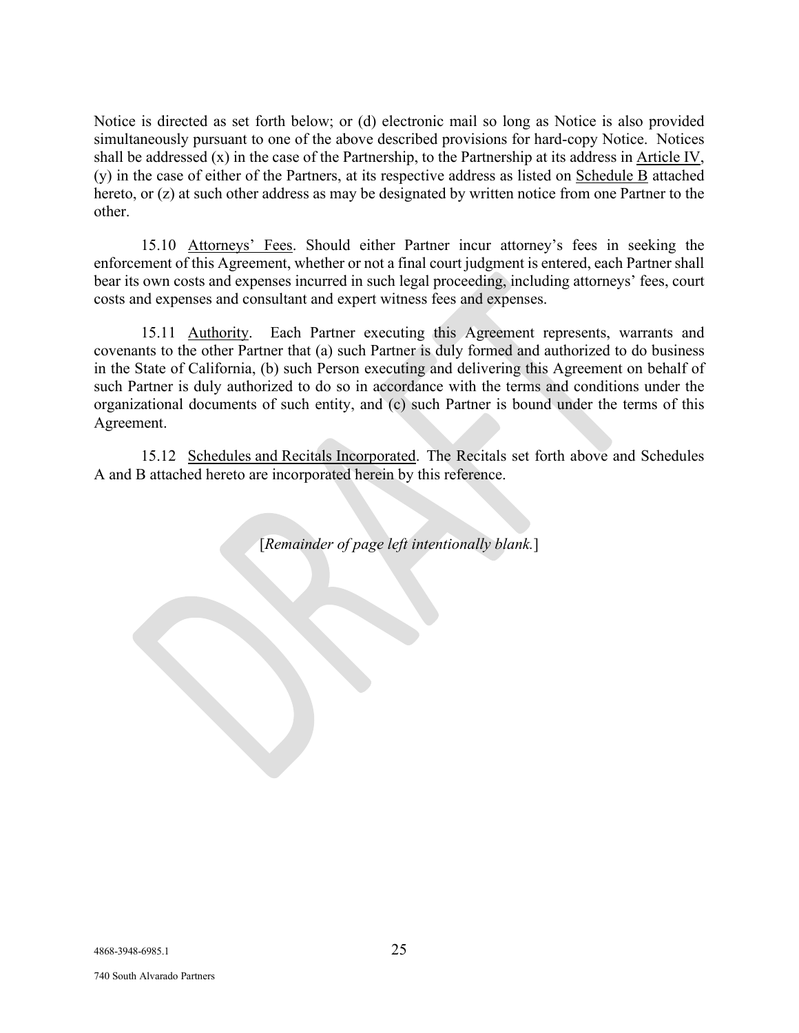Notice is directed as set forth below; or (d) electronic mail so long as Notice is also provided simultaneously pursuant to one of the above described provisions for hard-copy Notice. Notices shall be addressed (x) in the case of the Partnership, to the Partnership at its address in Article IV, (y) in the case of either of the Partners, at its respective address as listed on Schedule B attached hereto, or (z) at such other address as may be designated by written notice from one Partner to the other.

15.10 Attorneys' Fees. Should either Partner incur attorney's fees in seeking the enforcement of this Agreement, whether or not a final court judgment is entered, each Partner shall bear its own costs and expenses incurred in such legal proceeding, including attorneys' fees, court costs and expenses and consultant and expert witness fees and expenses.

15.11 Authority. Each Partner executing this Agreement represents, warrants and covenants to the other Partner that (a) such Partner is duly formed and authorized to do business in the State of California, (b) such Person executing and delivering this Agreement on behalf of such Partner is duly authorized to do so in accordance with the terms and conditions under the organizational documents of such entity, and (c) such Partner is bound under the terms of this Agreement.

15.12 Schedules and Recitals Incorporated. The Recitals set forth above and Schedules A and B attached hereto are incorporated herein by this reference.

[*Remainder of page left intentionally blank.*]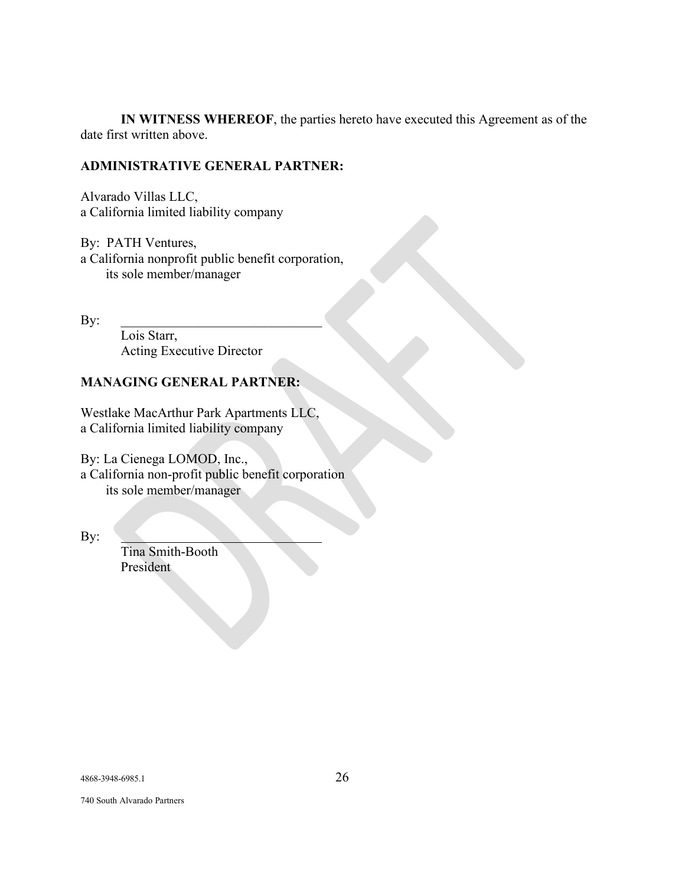**IN WITNESS WHEREOF**, the parties hereto have executed this Agreement as of the date first written above.

**ADMINISTRATIVE GENERAL PARTNER:**

Alvarado Villas LLC,
a California limited liability company

By: PATH Ventures,
a California nonprofit public benefit corporation,
its sole member/manager

By: ______________________________
Lois Starr,
Acting Executive Director

**MANAGING GENERAL PARTNER:**

Westlake MacArthur Park Apartments LLC,
a California limited liability company

By: La Cienega LOMOD, Inc.,
a California non-profit public benefit corporation
its sole member/manager

By: ______________________________
Tina Smith-Booth
President

4868-3948-6985.1

740 South Alvarado Partners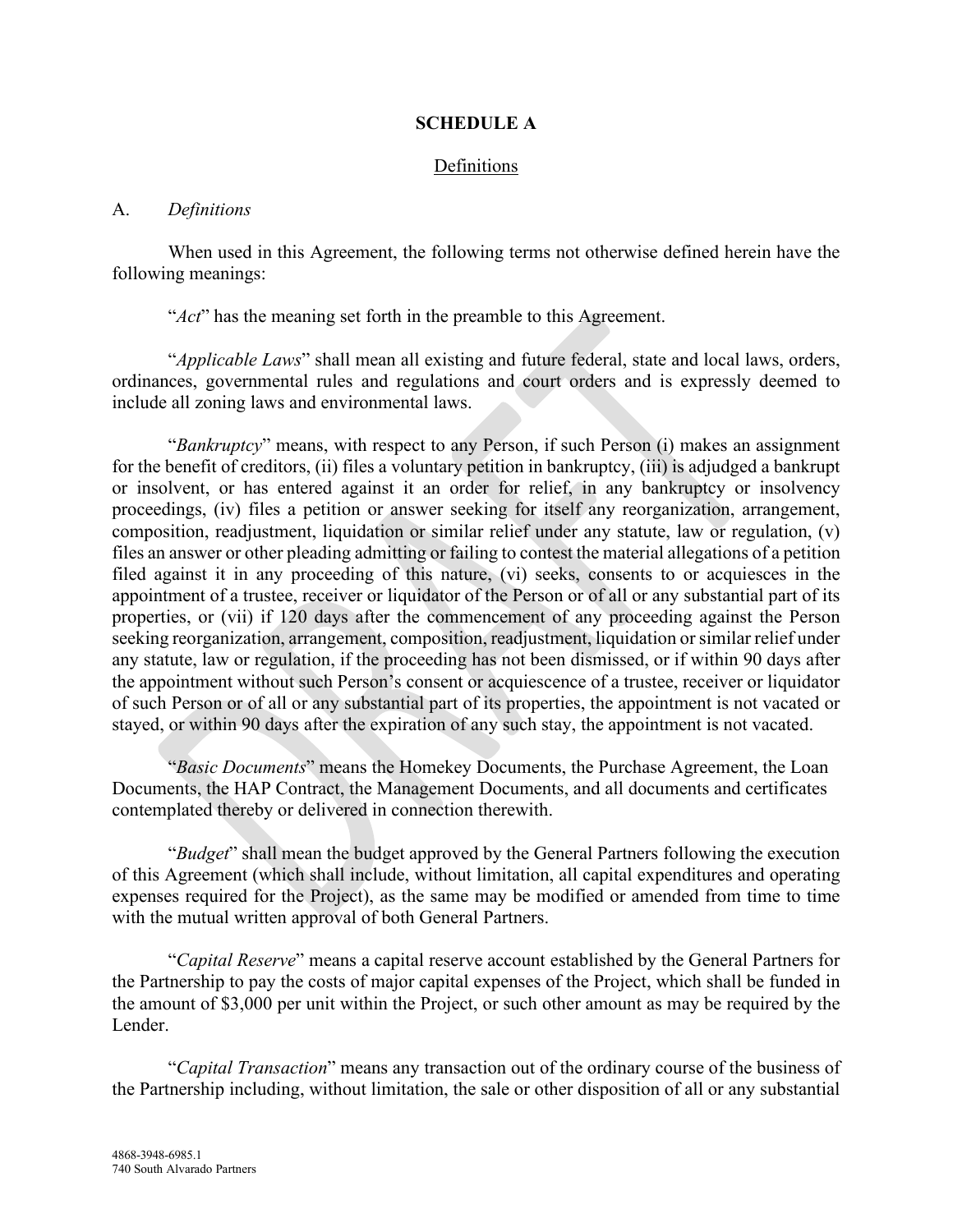**SCHEDULE A**

Definitions

A. *Definitions*

When used in this Agreement, the following terms not otherwise defined herein have the following meanings:

"*Act*" has the meaning set forth in the preamble to this Agreement.

"*Applicable Laws*" shall mean all existing and future federal, state and local laws, orders, ordinances, governmental rules and regulations and court orders and is expressly deemed to include all zoning laws and environmental laws.

"*Bankruptcy*" means, with respect to any Person, if such Person (i) makes an assignment for the benefit of creditors, (ii) files a voluntary petition in bankruptcy, (iii) is adjudged a bankrupt or insolvent, or has entered against it an order for relief, in any bankruptcy or insolvency proceedings, (iv) files a petition or answer seeking for itself any reorganization, arrangement, composition, readjustment, liquidation or similar relief under any statute, law or regulation, (v) files an answer or other pleading admitting or failing to contest the material allegations of a petition filed against it in any proceeding of this nature, (vi) seeks, consents to or acquiesces in the appointment of a trustee, receiver or liquidator of the Person or of all or any substantial part of its properties, or (vii) if 120 days after the commencement of any proceeding against the Person seeking reorganization, arrangement, composition, readjustment, liquidation or similar relief under any statute, law or regulation, if the proceeding has not been dismissed, or if within 90 days after the appointment without such Person's consent or acquiescence of a trustee, receiver or liquidator of such Person or of all or any substantial part of its properties, the appointment is not vacated or stayed, or within 90 days after the expiration of any such stay, the appointment is not vacated.

"*Basic Documents*" means the Homekey Documents, the Purchase Agreement, the Loan Documents, the HAP Contract, the Management Documents, and all documents and certificates contemplated thereby or delivered in connection therewith.

"*Budget*" shall mean the budget approved by the General Partners following the execution of this Agreement (which shall include, without limitation, all capital expenditures and operating expenses required for the Project), as the same may be modified or amended from time to time with the mutual written approval of both General Partners.

"*Capital Reserve*" means a capital reserve account established by the General Partners for the Partnership to pay the costs of major capital expenses of the Project, which shall be funded in the amount of $3,000 per unit within the Project, or such other amount as may be required by the Lender.

"*Capital Transaction*" means any transaction out of the ordinary course of the business of the Partnership including, without limitation, the sale or other disposition of all or any substantial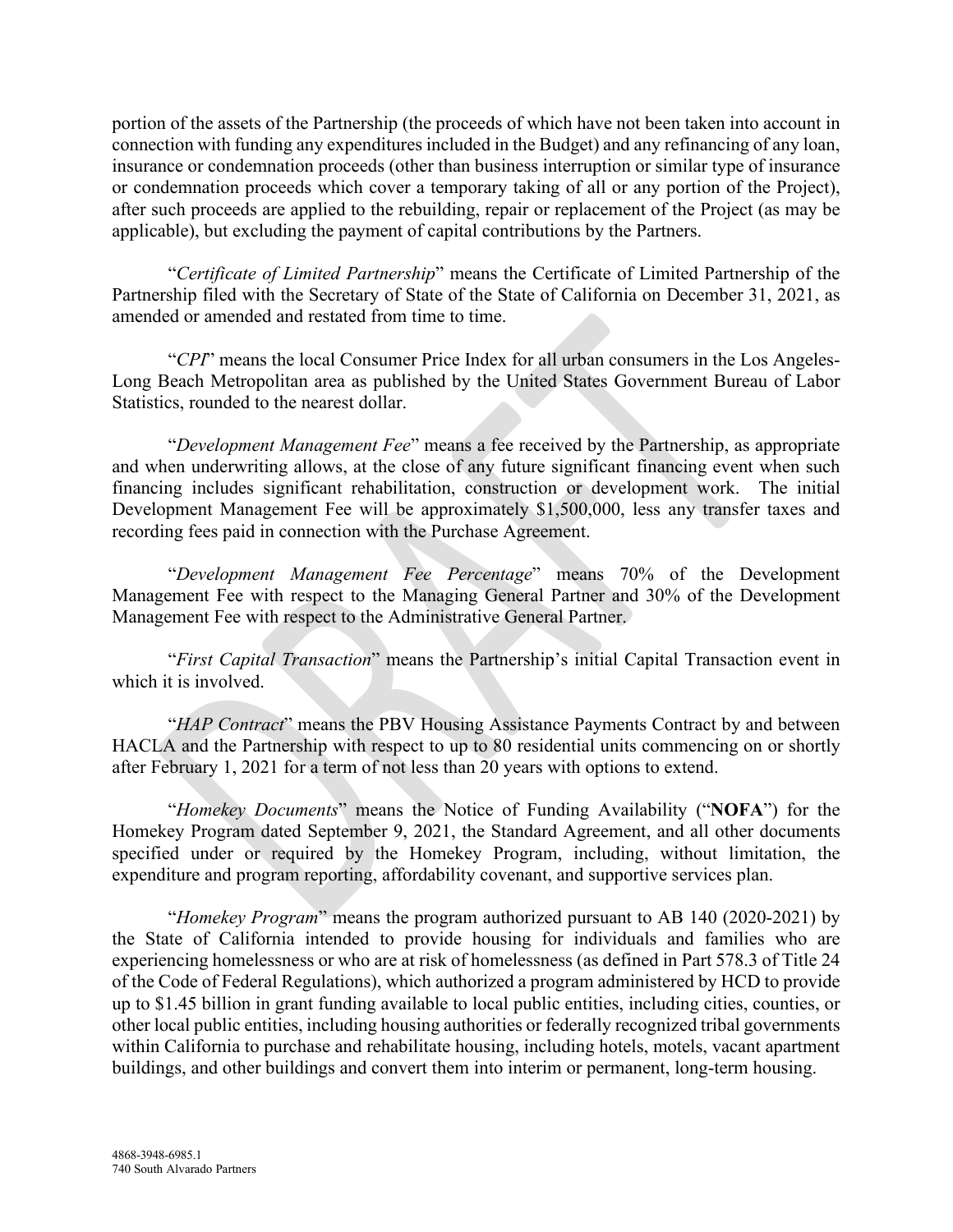portion of the assets of the Partnership (the proceeds of which have not been taken into account in connection with funding any expenditures included in the Budget) and any refinancing of any loan, insurance or condemnation proceeds (other than business interruption or similar type of insurance or condemnation proceeds which cover a temporary taking of all or any portion of the Project), after such proceeds are applied to the rebuilding, repair or replacement of the Project (as may be applicable), but excluding the payment of capital contributions by the Partners.

"*Certificate of Limited Partnership*" means the Certificate of Limited Partnership of the Partnership filed with the Secretary of State of the State of California on December 31, 2021, as amended or amended and restated from time to time.

"*CPI*" means the local Consumer Price Index for all urban consumers in the Los Angeles-Long Beach Metropolitan area as published by the United States Government Bureau of Labor Statistics, rounded to the nearest dollar.

"*Development Management Fee*" means a fee received by the Partnership, as appropriate and when underwriting allows, at the close of any future significant financing event when such financing includes significant rehabilitation, construction or development work. The initial Development Management Fee will be approximately $1,500,000, less any transfer taxes and recording fees paid in connection with the Purchase Agreement.

"*Development Management Fee Percentage*" means 70% of the Development Management Fee with respect to the Managing General Partner and 30% of the Development Management Fee with respect to the Administrative General Partner.

"*First Capital Transaction*" means the Partnership's initial Capital Transaction event in which it is involved.

"*HAP Contract*" means the PBV Housing Assistance Payments Contract by and between HACLA and the Partnership with respect to up to 80 residential units commencing on or shortly after February 1, 2021 for a term of not less than 20 years with options to extend.

"*Homekey Documents*" means the Notice of Funding Availability ("**NOFA**") for the Homekey Program dated September 9, 2021, the Standard Agreement, and all other documents specified under or required by the Homekey Program, including, without limitation, the expenditure and program reporting, affordability covenant, and supportive services plan.

"*Homekey Program*" means the program authorized pursuant to AB 140 (2020-2021) by the State of California intended to provide housing for individuals and families who are experiencing homelessness or who are at risk of homelessness (as defined in Part 578.3 of Title 24 of the Code of Federal Regulations), which authorized a program administered by HCD to provide up to $1.45 billion in grant funding available to local public entities, including cities, counties, or other local public entities, including housing authorities or federally recognized tribal governments within California to purchase and rehabilitate housing, including hotels, motels, vacant apartment buildings, and other buildings and convert them into interim or permanent, long-term housing.

4868-3948-6985.1
740 South Alvarado Partners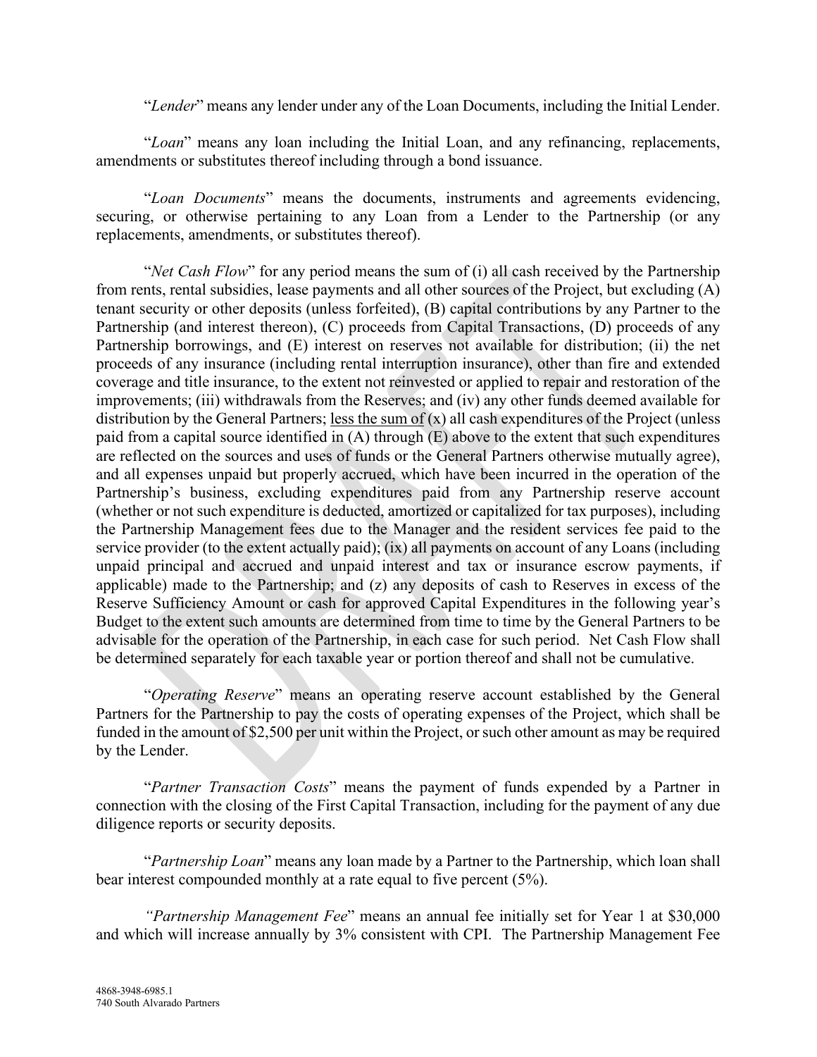"*Lender*" means any lender under any of the Loan Documents, including the Initial Lender.

"*Loan*" means any loan including the Initial Loan, and any refinancing, replacements, amendments or substitutes thereof including through a bond issuance.

"*Loan Documents*" means the documents, instruments and agreements evidencing, securing, or otherwise pertaining to any Loan from a Lender to the Partnership (or any replacements, amendments, or substitutes thereof).

"*Net Cash Flow*" for any period means the sum of (i) all cash received by the Partnership from rents, rental subsidies, lease payments and all other sources of the Project, but excluding (A) tenant security or other deposits (unless forfeited), (B) capital contributions by any Partner to the Partnership (and interest thereon), (C) proceeds from Capital Transactions, (D) proceeds of any Partnership borrowings, and (E) interest on reserves not available for distribution; (ii) the net proceeds of any insurance (including rental interruption insurance), other than fire and extended coverage and title insurance, to the extent not reinvested or applied to repair and restoration of the improvements; (iii) withdrawals from the Reserves; and (iv) any other funds deemed available for distribution by the General Partners; less the sum of (x) all cash expenditures of the Project (unless paid from a capital source identified in (A) through (E) above to the extent that such expenditures are reflected on the sources and uses of funds or the General Partners otherwise mutually agree), and all expenses unpaid but properly accrued, which have been incurred in the operation of the Partnership's business, excluding expenditures paid from any Partnership reserve account (whether or not such expenditure is deducted, amortized or capitalized for tax purposes), including the Partnership Management fees due to the Manager and the resident services fee paid to the service provider (to the extent actually paid); (ix) all payments on account of any Loans (including unpaid principal and accrued and unpaid interest and tax or insurance escrow payments, if applicable) made to the Partnership; and (z) any deposits of cash to Reserves in excess of the Reserve Sufficiency Amount or cash for approved Capital Expenditures in the following year's Budget to the extent such amounts are determined from time to time by the General Partners to be advisable for the operation of the Partnership, in each case for such period. Net Cash Flow shall be determined separately for each taxable year or portion thereof and shall not be cumulative.

"*Operating Reserve*" means an operating reserve account established by the General Partners for the Partnership to pay the costs of operating expenses of the Project, which shall be funded in the amount of $2,500 per unit within the Project, or such other amount as may be required by the Lender.

"*Partner Transaction Costs*" means the payment of funds expended by a Partner in connection with the closing of the First Capital Transaction, including for the payment of any due diligence reports or security deposits.

"*Partnership Loan*" means any loan made by a Partner to the Partnership, which loan shall bear interest compounded monthly at a rate equal to five percent (5%).

"*Partnership Management Fee*" means an annual fee initially set for Year 1 at $30,000 and which will increase annually by 3% consistent with CPI. The Partnership Management Fee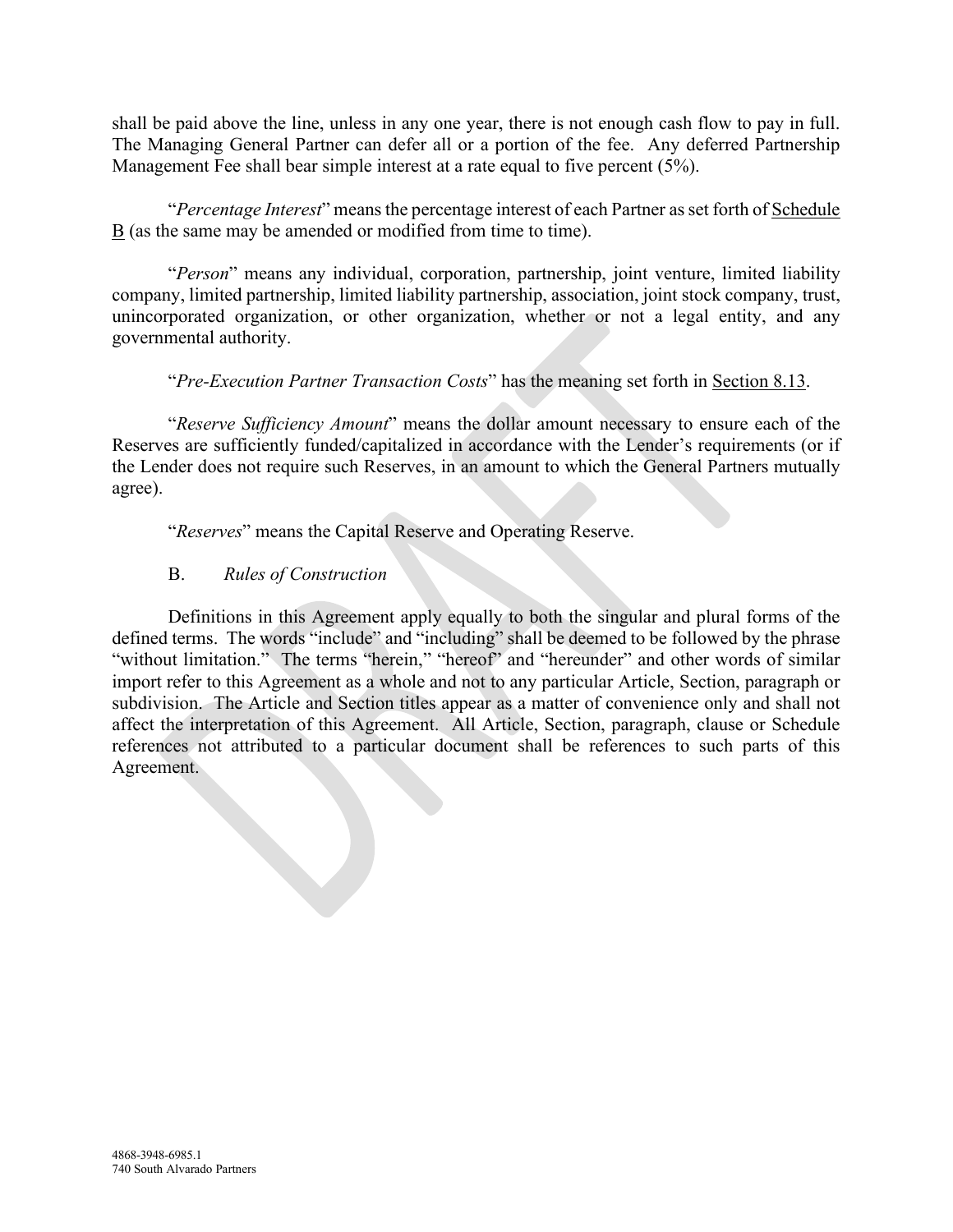shall be paid above the line, unless in any one year, there is not enough cash flow to pay in full. The Managing General Partner can defer all or a portion of the fee. Any deferred Partnership Management Fee shall bear simple interest at a rate equal to five percent (5%).

"*Percentage Interest*" means the percentage interest of each Partner as set forth of Schedule B (as the same may be amended or modified from time to time).

"*Person*" means any individual, corporation, partnership, joint venture, limited liability company, limited partnership, limited liability partnership, association, joint stock company, trust, unincorporated organization, or other organization, whether or not a legal entity, and any governmental authority.

"*Pre-Execution Partner Transaction Costs*" has the meaning set forth in Section 8.13.

"*Reserve Sufficiency Amount*" means the dollar amount necessary to ensure each of the Reserves are sufficiently funded/capitalized in accordance with the Lender's requirements (or if the Lender does not require such Reserves, in an amount to which the General Partners mutually agree).

"*Reserves*" means the Capital Reserve and Operating Reserve.

B. *Rules of Construction*

Definitions in this Agreement apply equally to both the singular and plural forms of the defined terms. The words "include" and "including" shall be deemed to be followed by the phrase "without limitation." The terms "herein," "hereof" and "hereunder" and other words of similar import refer to this Agreement as a whole and not to any particular Article, Section, paragraph or subdivision. The Article and Section titles appear as a matter of convenience only and shall not affect the interpretation of this Agreement. All Article, Section, paragraph, clause or Schedule references not attributed to a particular document shall be references to such parts of this Agreement.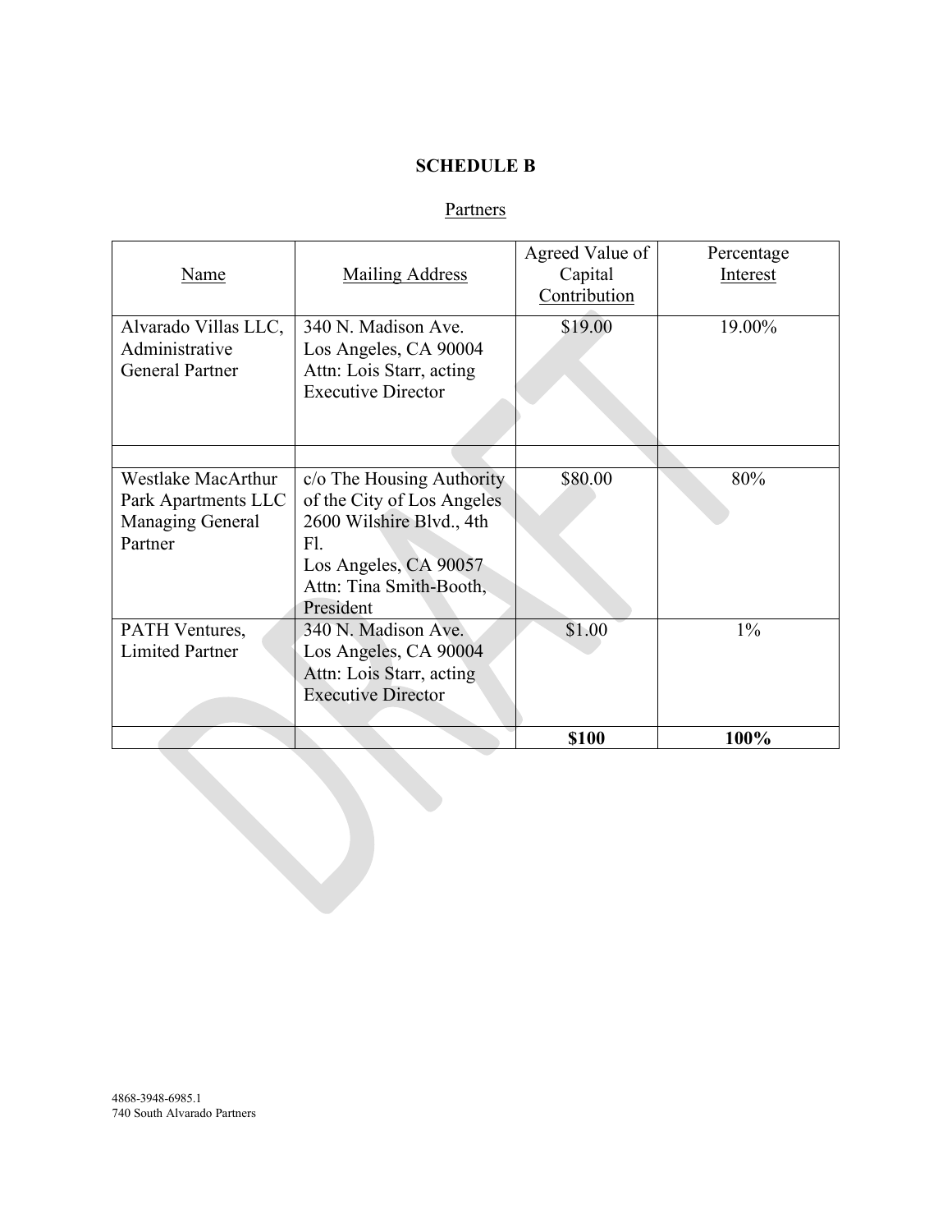**SCHEDULE B**

Partners

| Name | Mailing Address | Agreed Value of Capital Contribution | Percentage Interest |
|---|---|---|---|
| Alvarado Villas LLC, Administrative General Partner | 340 N. Madison Ave. Los Angeles, CA 90004 Attn: Lois Starr, acting Executive Director | $19.00 | 19.00% |
| | | | |
| Westlake MacArthur Park Apartments LLC Managing General Partner | c/o The Housing Authority of the City of Los Angeles 2600 Wilshire Blvd., 4th Fl. Los Angeles, CA 90057 Attn: Tina Smith-Booth, President | $80.00 | 80% |
| PATH Ventures, Limited Partner | 340 N. Madison Ave. Los Angeles, CA 90004 Attn: Lois Starr, acting Executive Director | $1.00 | 1% |
| | | **$100** | **100%** |

4868-3948-6985.1
740 South Alvarado Partners